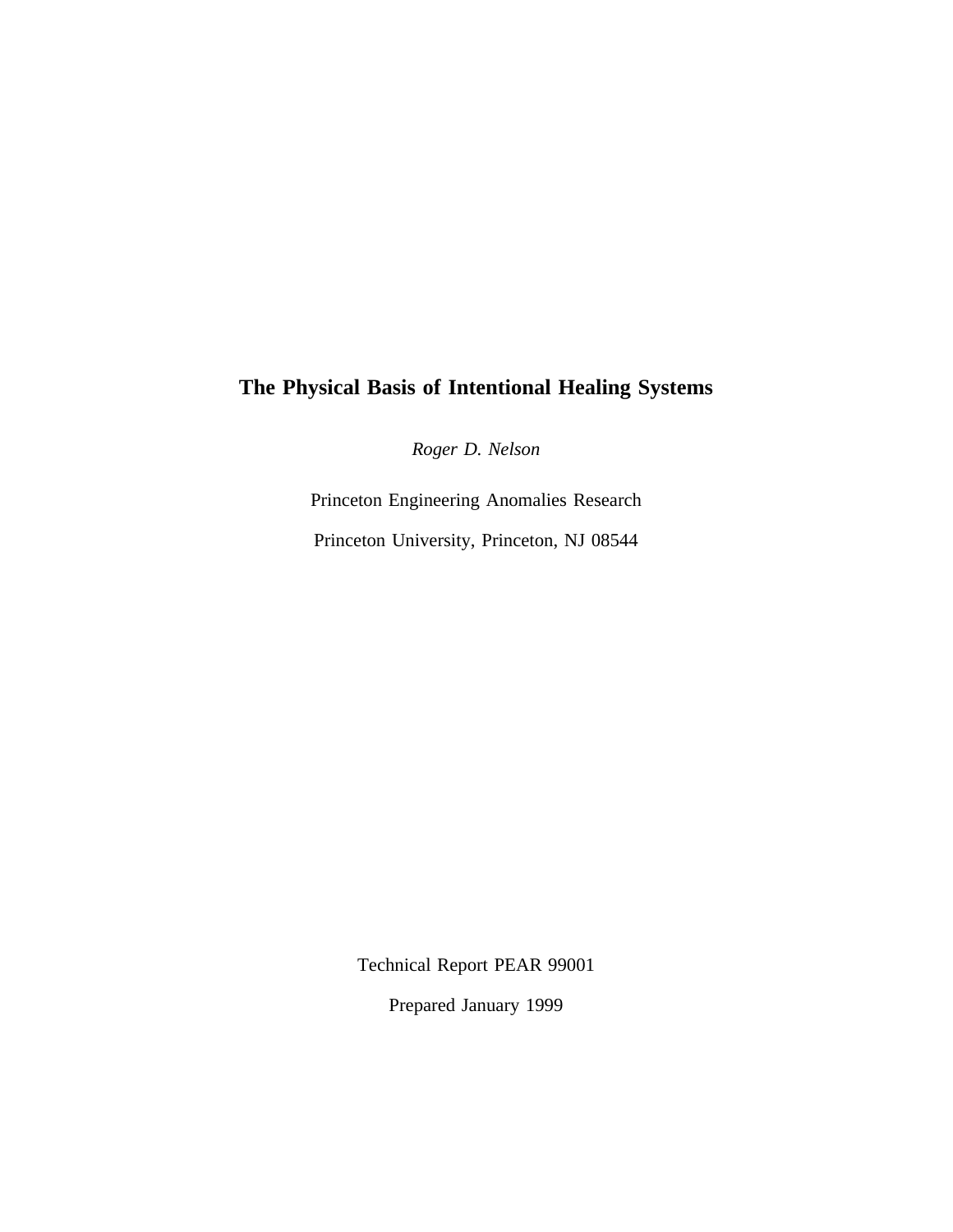# The Physical Basis of Intentional Healing Systems

*Roger D. Nelson*

Princeton Engineering Anomalies Research

Princeton University, Princeton, NJ 08544

Technical Report PEAR 99001

Prepared January 1999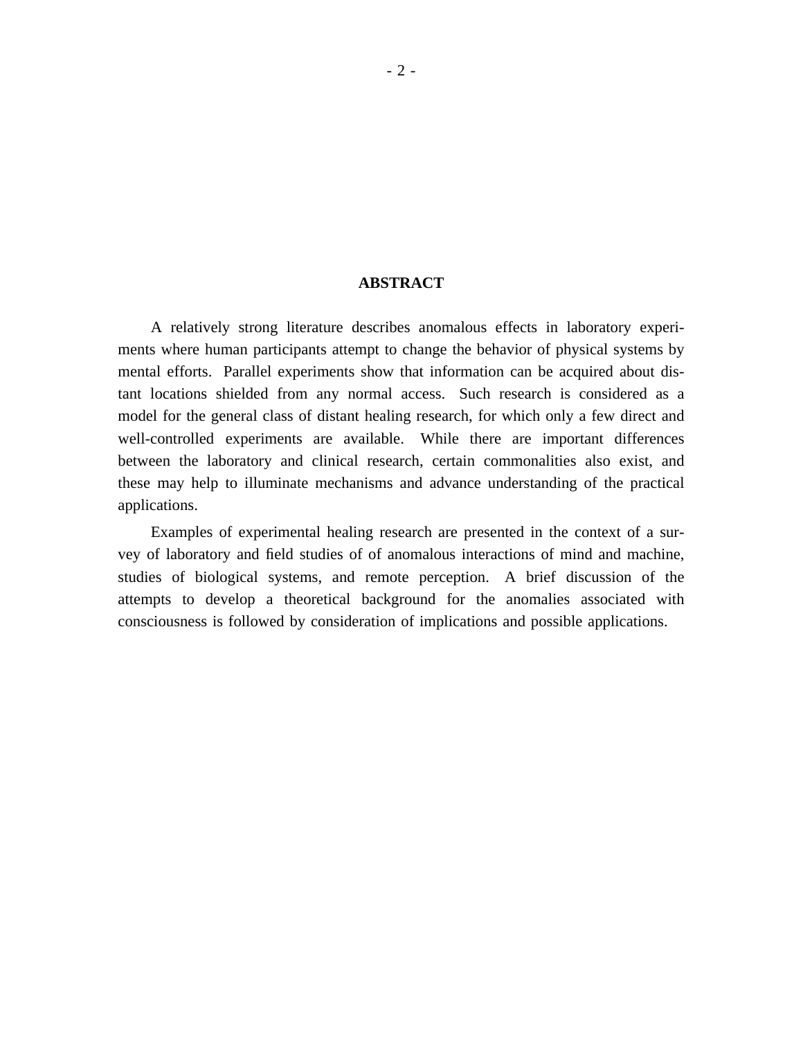## ABSTRACT

A relatively strong literature describes anomalous effects in laboratory experiments where human participants attempt to change the behavior of physical systems by mental efforts. Parallel experiments show that information can be acquired about distant locations shielded from any normal access. Such research is considered as a model for the general class of distant healing research, for which only a few direct and well-controlled experiments are available. While there are important differences between the laboratory and clinical research, certain commonalities also exist, and these may help to illuminate mechanisms and advance understanding of the practical applications.

Examples of experimental healing research are presented in the context of a survey of laboratory and field studies of of anomalous interactions of mind and machine, studies of biological systems, and remote perception. A brief discussion of the attempts to develop a theoretical background for the anomalies associated with consciousness is followed by consideration of implications and possible applications.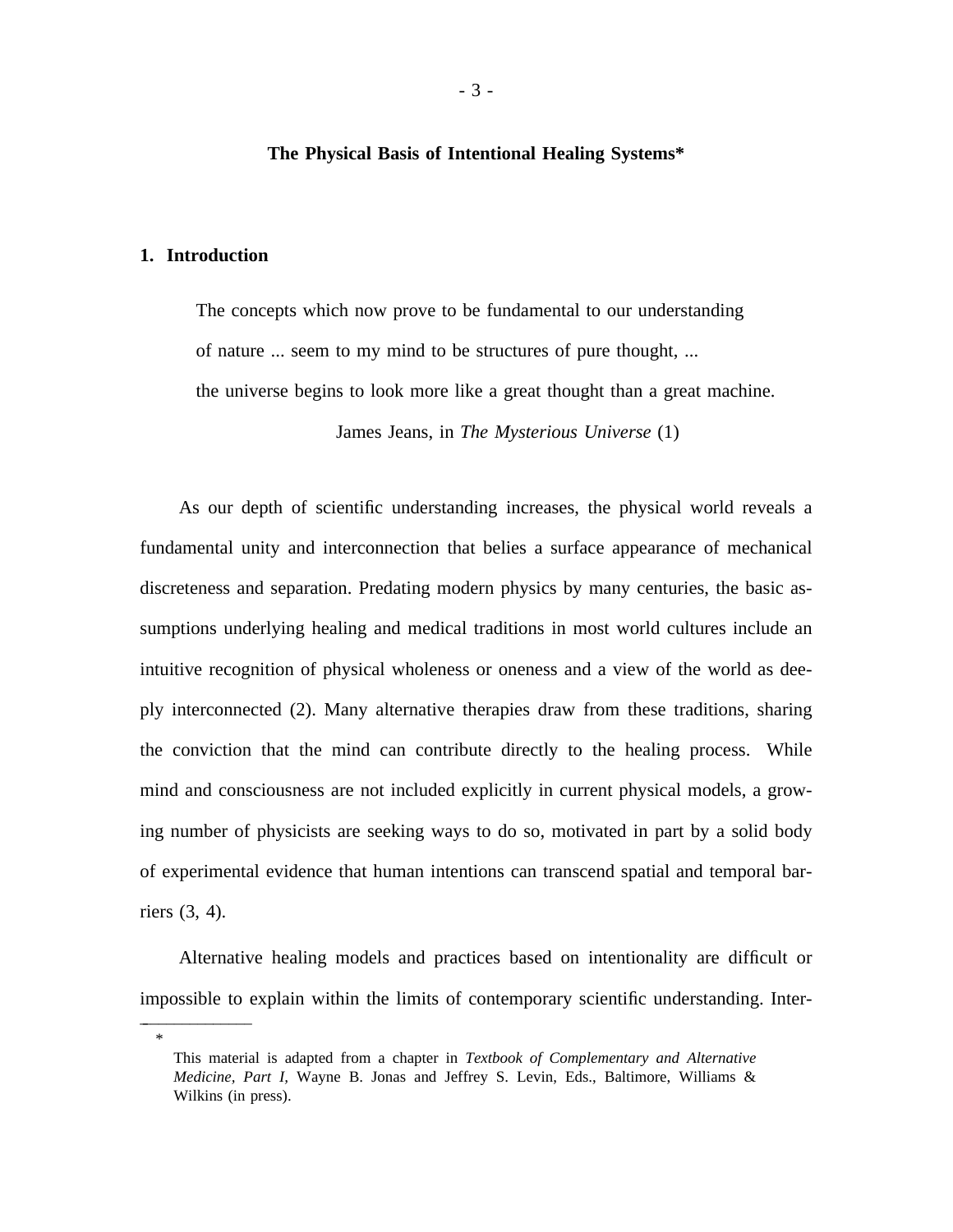## The Physical Basis of Intentional Healing Systems*

### 1. Introduction

> The concepts which now prove to be fundamental to our understanding of nature ... seem to my mind to be structures of pure thought, ... the universe begins to look more like a great thought than a great machine.
>
> James Jeans, in *The Mysterious Universe* (1)

As our depth of scientific understanding increases, the physical world reveals a fundamental unity and interconnection that belies a surface appearance of mechanical discreteness and separation. Predating modern physics by many centuries, the basic assumptions underlying healing and medical traditions in most world cultures include an intuitive recognition of physical wholeness or oneness and a view of the world as deeply interconnected (2). Many alternative therapies draw from these traditions, sharing the conviction that the mind can contribute directly to the healing process. While mind and consciousness are not included explicitly in current physical models, a growing number of physicists are seeking ways to do so, motivated in part by a solid body of experimental evidence that human intentions can transcend spatial and temporal barriers (3, 4).

Alternative healing models and practices based on intentionality are difficult or impossible to explain within the limits of contemporary scientific understanding. Inter-

---

\* This material is adapted from a chapter in *Textbook of Complementary and Alternative Medicine, Part I*, Wayne B. Jonas and Jeffrey S. Levin, Eds., Baltimore, Williams & Wilkins (in press).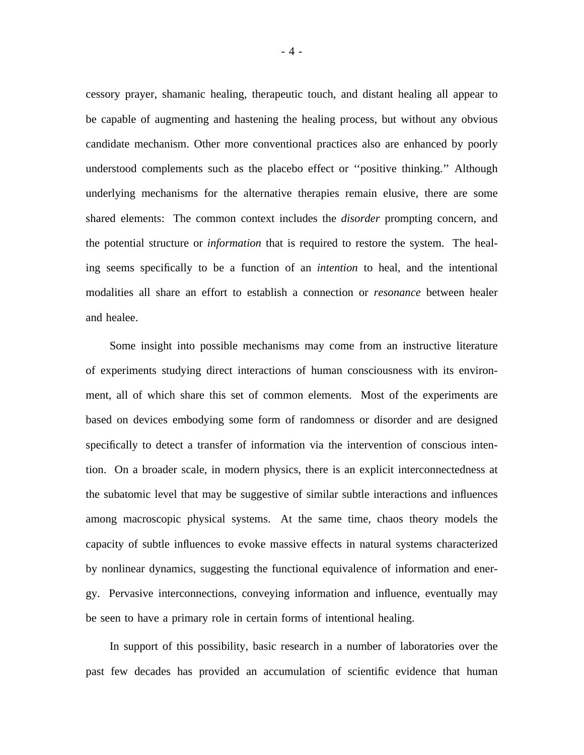cessory prayer, shamanic healing, therapeutic touch, and distant healing all appear to be capable of augmenting and hastening the healing process, but without any obvious candidate mechanism. Other more conventional practices also are enhanced by poorly understood complements such as the placebo effect or ''positive thinking.'' Although underlying mechanisms for the alternative therapies remain elusive, there are some shared elements: The common context includes the *disorder* prompting concern, and the potential structure or *information* that is required to restore the system. The healing seems specifically to be a function of an *intention* to heal, and the intentional modalities all share an effort to establish a connection or *resonance* between healer and healee.

Some insight into possible mechanisms may come from an instructive literature of experiments studying direct interactions of human consciousness with its environment, all of which share this set of common elements. Most of the experiments are based on devices embodying some form of randomness or disorder and are designed specifically to detect a transfer of information via the intervention of conscious intention. On a broader scale, in modern physics, there is an explicit interconnectedness at the subatomic level that may be suggestive of similar subtle interactions and influences among macroscopic physical systems. At the same time, chaos theory models the capacity of subtle influences to evoke massive effects in natural systems characterized by nonlinear dynamics, suggesting the functional equivalence of information and energy. Pervasive interconnections, conveying information and influence, eventually may be seen to have a primary role in certain forms of intentional healing.

In support of this possibility, basic research in a number of laboratories over the past few decades has provided an accumulation of scientific evidence that human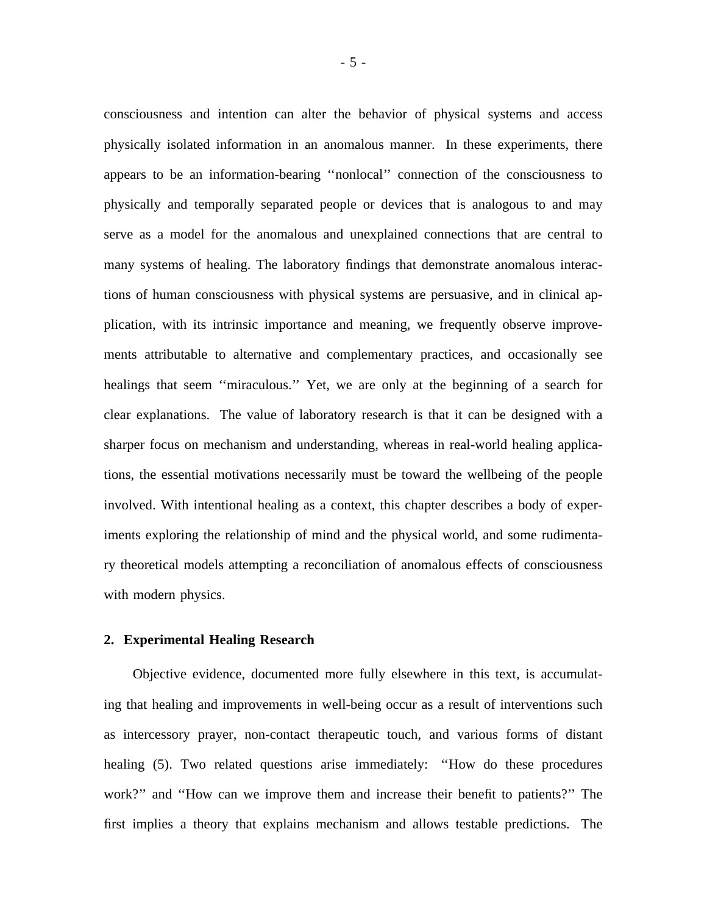consciousness and intention can alter the behavior of physical systems and access physically isolated information in an anomalous manner. In these experiments, there appears to be an information-bearing ''nonlocal'' connection of the consciousness to physically and temporally separated people or devices that is analogous to and may serve as a model for the anomalous and unexplained connections that are central to many systems of healing. The laboratory findings that demonstrate anomalous interactions of human consciousness with physical systems are persuasive, and in clinical application, with its intrinsic importance and meaning, we frequently observe improvements attributable to alternative and complementary practices, and occasionally see healings that seem ''miraculous.'' Yet, we are only at the beginning of a search for clear explanations. The value of laboratory research is that it can be designed with a sharper focus on mechanism and understanding, whereas in real-world healing applications, the essential motivations necessarily must be toward the wellbeing of the people involved. With intentional healing as a context, this chapter describes a body of experiments exploring the relationship of mind and the physical world, and some rudimentary theoretical models attempting a reconciliation of anomalous effects of consciousness with modern physics.

## 2. Experimental Healing Research

Objective evidence, documented more fully elsewhere in this text, is accumulating that healing and improvements in well-being occur as a result of interventions such as intercessory prayer, non-contact therapeutic touch, and various forms of distant healing (5). Two related questions arise immediately: ''How do these procedures work?'' and ''How can we improve them and increase their benefit to patients?'' The first implies a theory that explains mechanism and allows testable predictions. The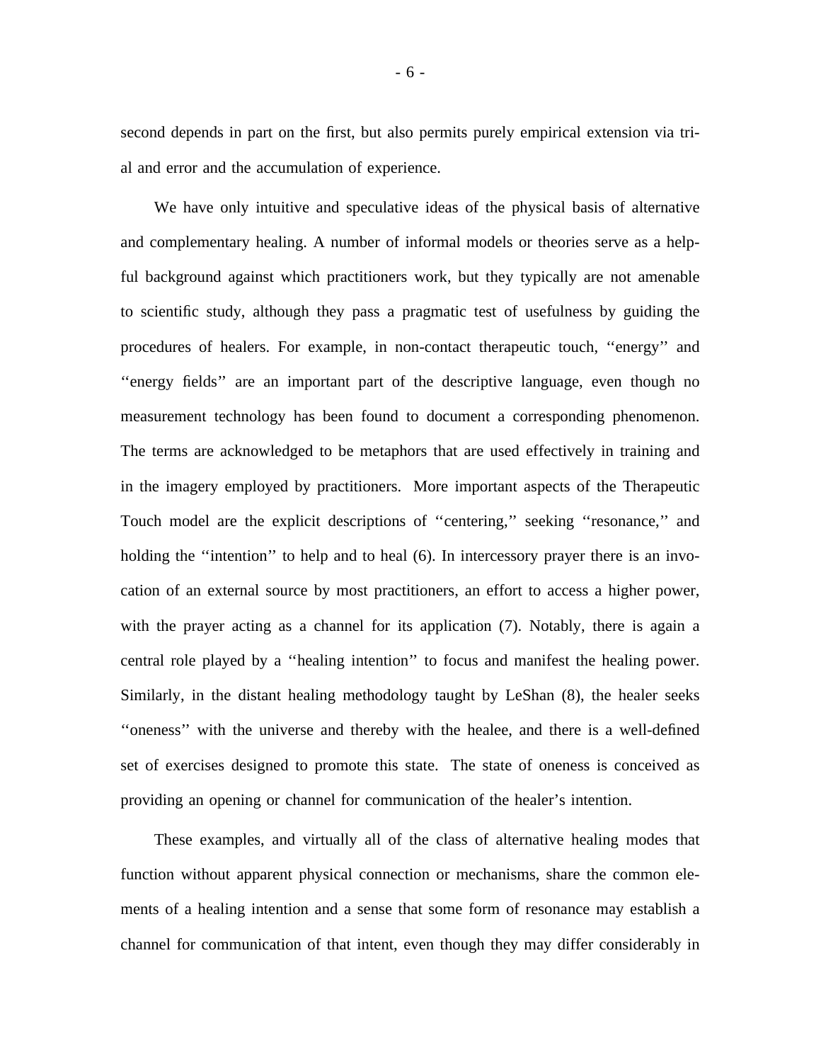second depends in part on the first, but also permits purely empirical extension via trial and error and the accumulation of experience.

We have only intuitive and speculative ideas of the physical basis of alternative and complementary healing. A number of informal models or theories serve as a helpful background against which practitioners work, but they typically are not amenable to scientific study, although they pass a pragmatic test of usefulness by guiding the procedures of healers. For example, in non-contact therapeutic touch, "energy" and "energy fields" are an important part of the descriptive language, even though no measurement technology has been found to document a corresponding phenomenon. The terms are acknowledged to be metaphors that are used effectively in training and in the imagery employed by practitioners. More important aspects of the Therapeutic Touch model are the explicit descriptions of "centering," seeking "resonance," and holding the "intention" to help and to heal (6). In intercessory prayer there is an invocation of an external source by most practitioners, an effort to access a higher power, with the prayer acting as a channel for its application (7). Notably, there is again a central role played by a "healing intention" to focus and manifest the healing power. Similarly, in the distant healing methodology taught by LeShan (8), the healer seeks "oneness" with the universe and thereby with the healee, and there is a well-defined set of exercises designed to promote this state. The state of oneness is conceived as providing an opening or channel for communication of the healer's intention.

These examples, and virtually all of the class of alternative healing modes that function without apparent physical connection or mechanisms, share the common elements of a healing intention and a sense that some form of resonance may establish a channel for communication of that intent, even though they may differ considerably in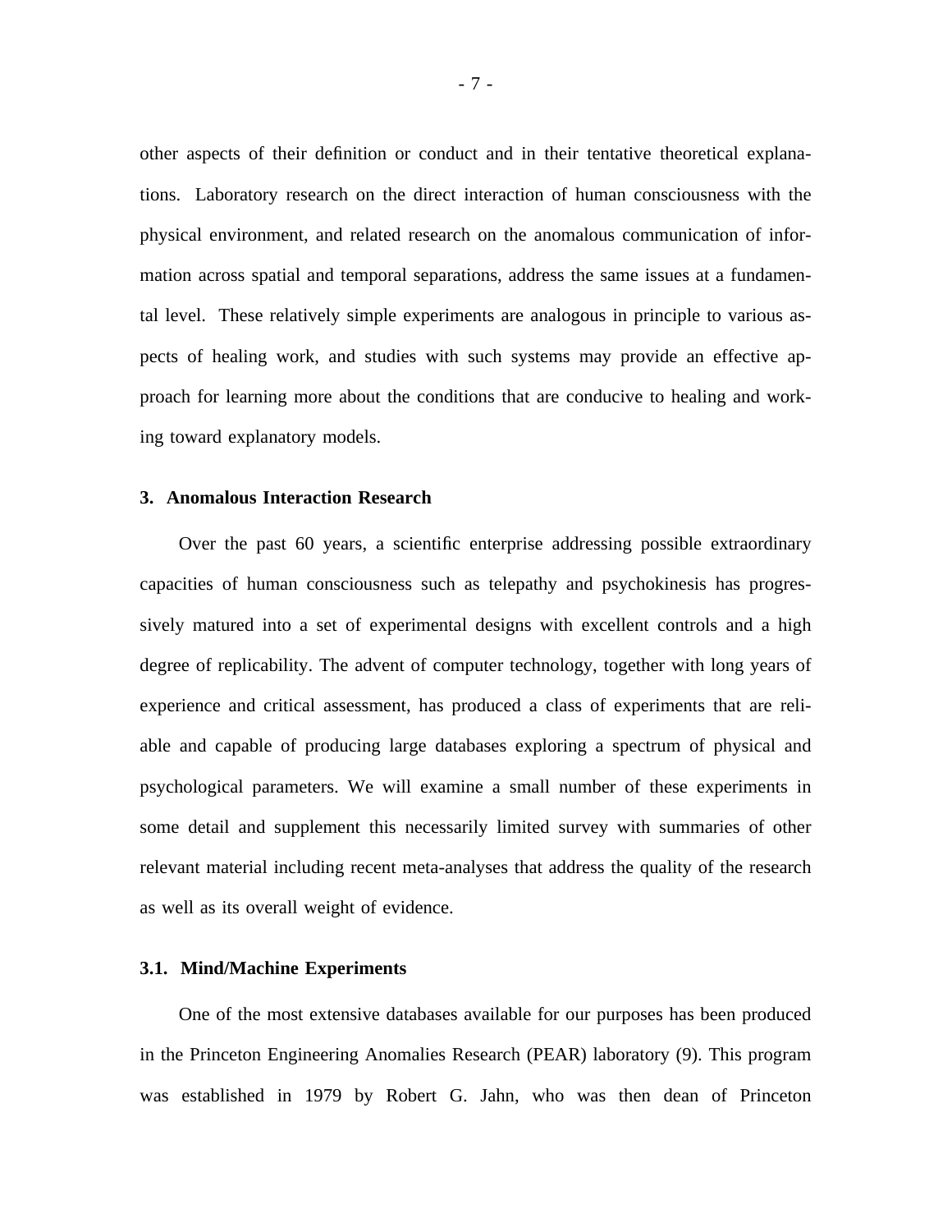other aspects of their definition or conduct and in their tentative theoretical explanations. Laboratory research on the direct interaction of human consciousness with the physical environment, and related research on the anomalous communication of information across spatial and temporal separations, address the same issues at a fundamental level. These relatively simple experiments are analogous in principle to various aspects of healing work, and studies with such systems may provide an effective approach for learning more about the conditions that are conducive to healing and working toward explanatory models.

## 3. Anomalous Interaction Research

Over the past 60 years, a scientific enterprise addressing possible extraordinary capacities of human consciousness such as telepathy and psychokinesis has progressively matured into a set of experimental designs with excellent controls and a high degree of replicability. The advent of computer technology, together with long years of experience and critical assessment, has produced a class of experiments that are reliable and capable of producing large databases exploring a spectrum of physical and psychological parameters. We will examine a small number of these experiments in some detail and supplement this necessarily limited survey with summaries of other relevant material including recent meta-analyses that address the quality of the research as well as its overall weight of evidence.

### 3.1. Mind/Machine Experiments

One of the most extensive databases available for our purposes has been produced in the Princeton Engineering Anomalies Research (PEAR) laboratory (9). This program was established in 1979 by Robert G. Jahn, who was then dean of Princeton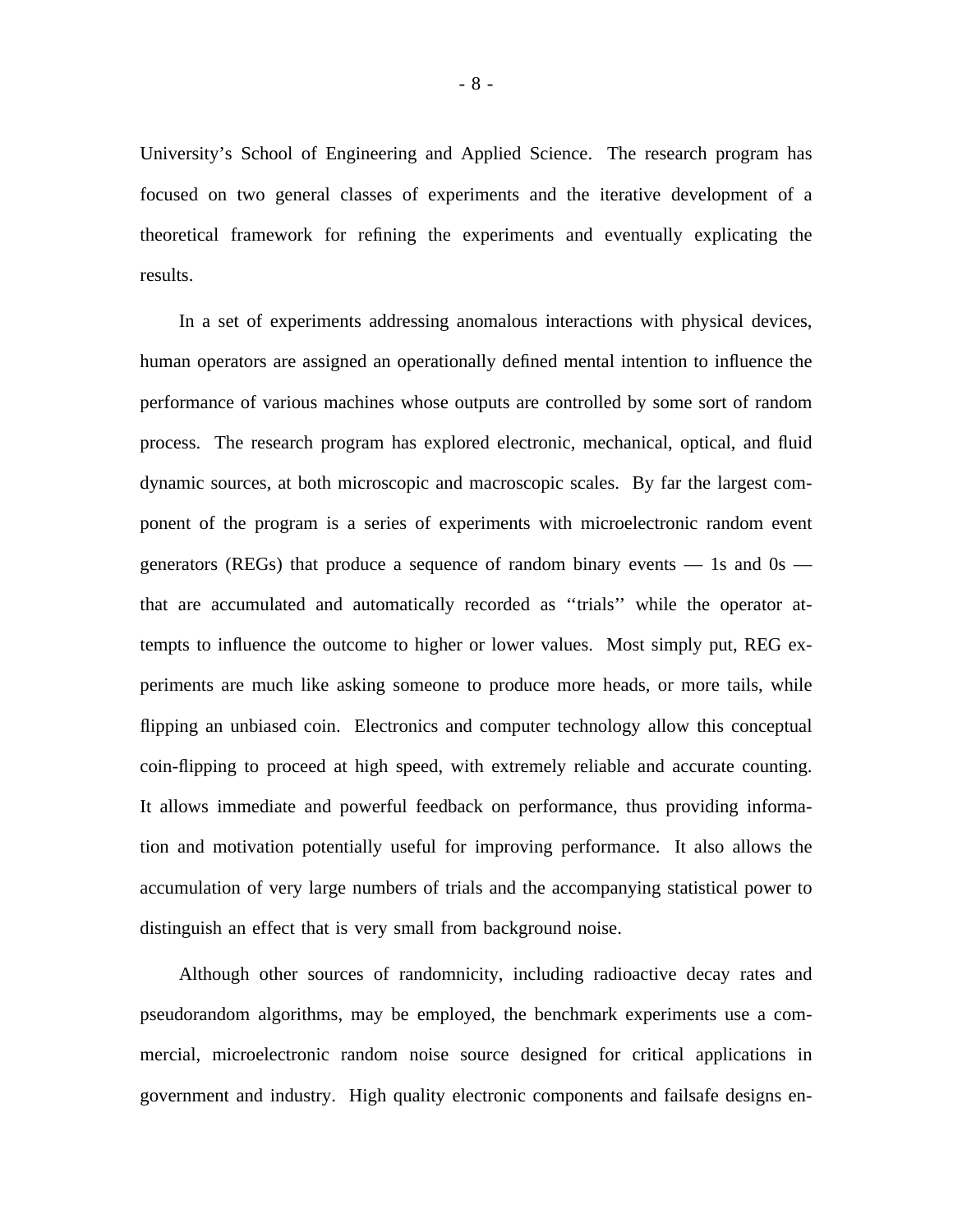University's School of Engineering and Applied Science. The research program has focused on two general classes of experiments and the iterative development of a theoretical framework for refining the experiments and eventually explicating the results.

In a set of experiments addressing anomalous interactions with physical devices, human operators are assigned an operationally defined mental intention to influence the performance of various machines whose outputs are controlled by some sort of random process. The research program has explored electronic, mechanical, optical, and fluid dynamic sources, at both microscopic and macroscopic scales. By far the largest component of the program is a series of experiments with microelectronic random event generators (REGs) that produce a sequence of random binary events — 1s and 0s — that are accumulated and automatically recorded as ''trials'' while the operator attempts to influence the outcome to higher or lower values. Most simply put, REG experiments are much like asking someone to produce more heads, or more tails, while flipping an unbiased coin. Electronics and computer technology allow this conceptual coin-flipping to proceed at high speed, with extremely reliable and accurate counting. It allows immediate and powerful feedback on performance, thus providing information and motivation potentially useful for improving performance. It also allows the accumulation of very large numbers of trials and the accompanying statistical power to distinguish an effect that is very small from background noise.

Although other sources of randomnicity, including radioactive decay rates and pseudorandom algorithms, may be employed, the benchmark experiments use a commercial, microelectronic random noise source designed for critical applications in government and industry. High quality electronic components and failsafe designs en-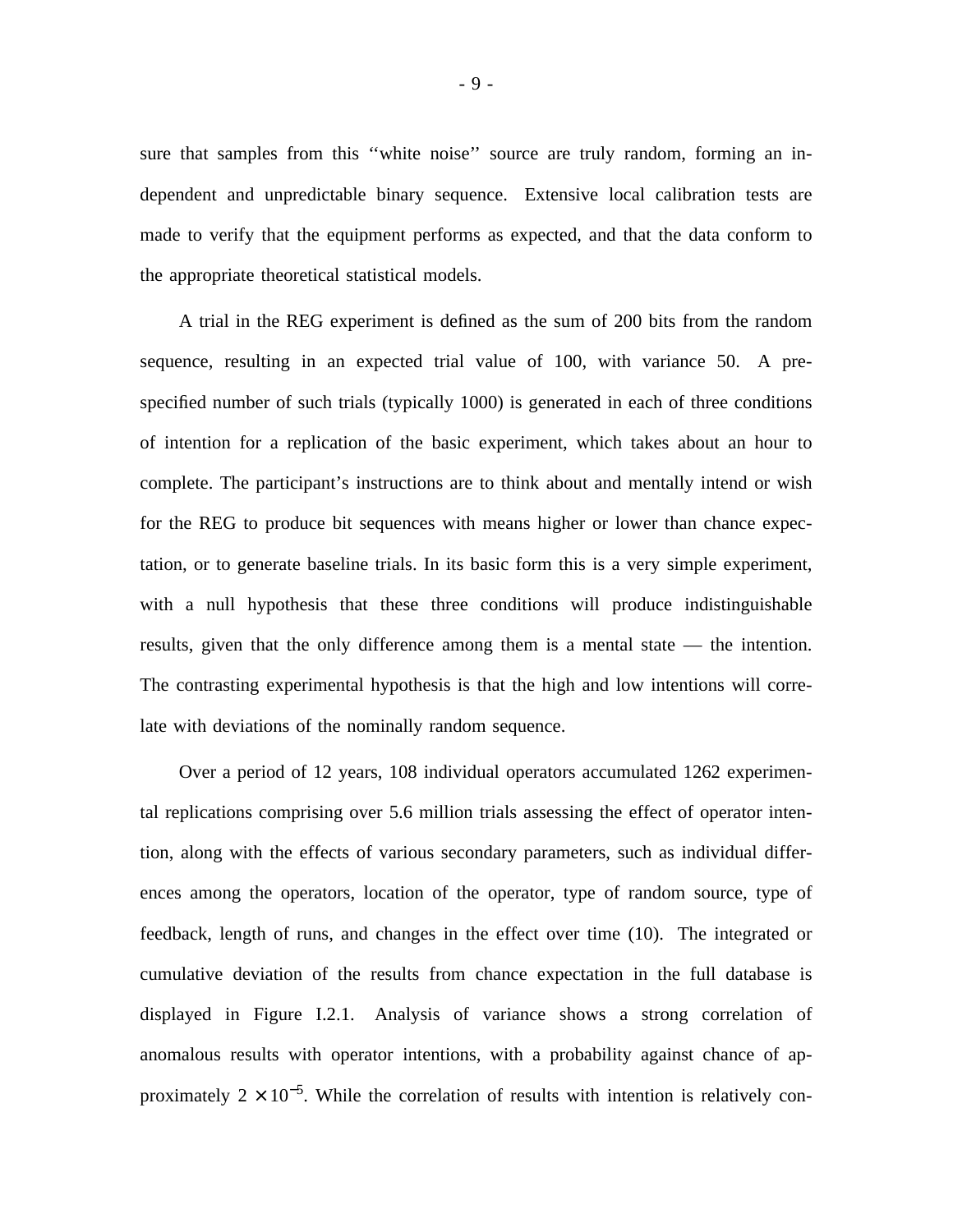sure that samples from this ''white noise'' source are truly random, forming an independent and unpredictable binary sequence. Extensive local calibration tests are made to verify that the equipment performs as expected, and that the data conform to the appropriate theoretical statistical models.

A trial in the REG experiment is defined as the sum of 200 bits from the random sequence, resulting in an expected trial value of 100, with variance 50. A prespecified number of such trials (typically 1000) is generated in each of three conditions of intention for a replication of the basic experiment, which takes about an hour to complete. The participant's instructions are to think about and mentally intend or wish for the REG to produce bit sequences with means higher or lower than chance expectation, or to generate baseline trials. In its basic form this is a very simple experiment, with a null hypothesis that these three conditions will produce indistinguishable results, given that the only difference among them is a mental state — the intention. The contrasting experimental hypothesis is that the high and low intentions will correlate with deviations of the nominally random sequence.

Over a period of 12 years, 108 individual operators accumulated 1262 experimental replications comprising over 5.6 million trials assessing the effect of operator intention, along with the effects of various secondary parameters, such as individual differences among the operators, location of the operator, type of random source, type of feedback, length of runs, and changes in the effect over time (10). The integrated or cumulative deviation of the results from chance expectation in the full database is displayed in Figure I.2.1. Analysis of variance shows a strong correlation of anomalous results with operator intentions, with a probability against chance of approximately $2 \times 10^{-5}$. While the correlation of results with intention is relatively con-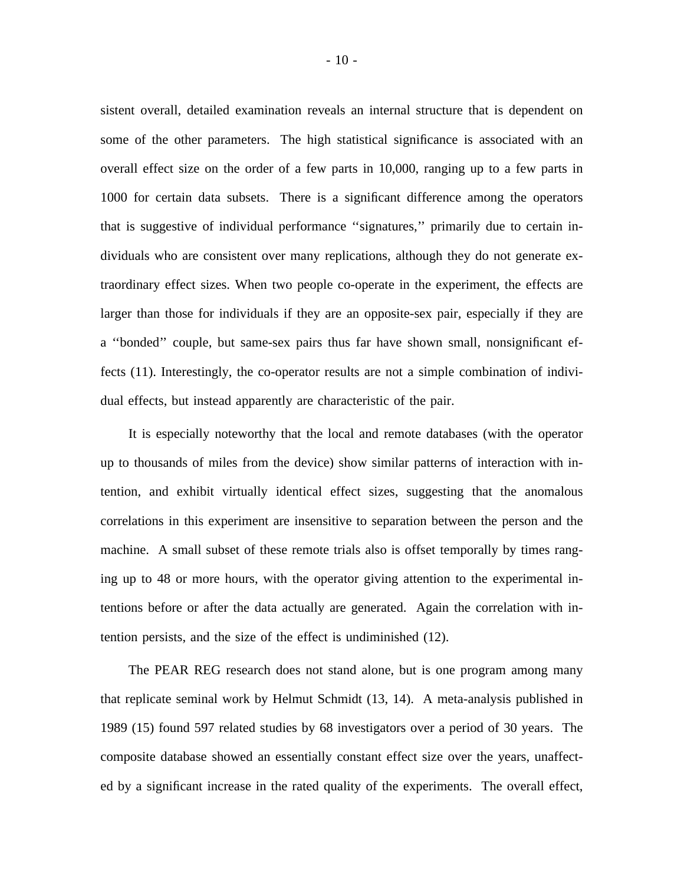sistent overall, detailed examination reveals an internal structure that is dependent on some of the other parameters. The high statistical significance is associated with an overall effect size on the order of a few parts in 10,000, ranging up to a few parts in 1000 for certain data subsets. There is a significant difference among the operators that is suggestive of individual performance ''signatures,'' primarily due to certain individuals who are consistent over many replications, although they do not generate extraordinary effect sizes. When two people co-operate in the experiment, the effects are larger than those for individuals if they are an opposite-sex pair, especially if they are a ''bonded'' couple, but same-sex pairs thus far have shown small, nonsignificant effects (11). Interestingly, the co-operator results are not a simple combination of individual effects, but instead apparently are characteristic of the pair.

It is especially noteworthy that the local and remote databases (with the operator up to thousands of miles from the device) show similar patterns of interaction with intention, and exhibit virtually identical effect sizes, suggesting that the anomalous correlations in this experiment are insensitive to separation between the person and the machine. A small subset of these remote trials also is offset temporally by times ranging up to 48 or more hours, with the operator giving attention to the experimental intentions before or after the data actually are generated. Again the correlation with intention persists, and the size of the effect is undiminished (12).

The PEAR REG research does not stand alone, but is one program among many that replicate seminal work by Helmut Schmidt (13, 14). A meta-analysis published in 1989 (15) found 597 related studies by 68 investigators over a period of 30 years. The composite database showed an essentially constant effect size over the years, unaffected by a significant increase in the rated quality of the experiments. The overall effect,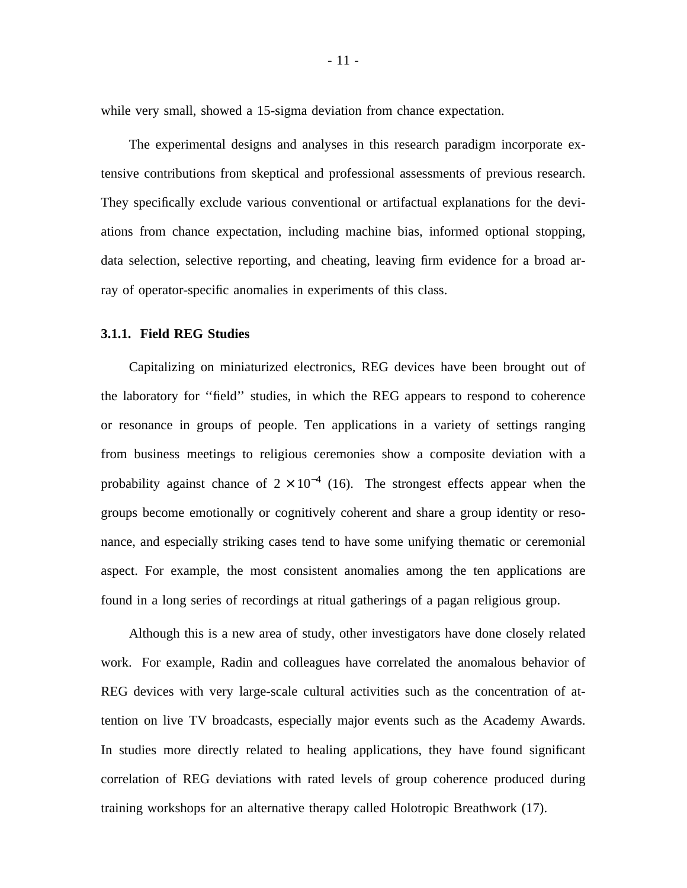while very small, showed a 15-sigma deviation from chance expectation.

The experimental designs and analyses in this research paradigm incorporate extensive contributions from skeptical and professional assessments of previous research. They specifically exclude various conventional or artifactual explanations for the deviations from chance expectation, including machine bias, informed optional stopping, data selection, selective reporting, and cheating, leaving firm evidence for a broad array of operator-specific anomalies in experiments of this class.

### 3.1.1. Field REG Studies

Capitalizing on miniaturized electronics, REG devices have been brought out of the laboratory for ''field'' studies, in which the REG appears to respond to coherence or resonance in groups of people. Ten applications in a variety of settings ranging from business meetings to religious ceremonies show a composite deviation with a probability against chance of $2 \times 10^{-4}$ (16). The strongest effects appear when the groups become emotionally or cognitively coherent and share a group identity or resonance, and especially striking cases tend to have some unifying thematic or ceremonial aspect. For example, the most consistent anomalies among the ten applications are found in a long series of recordings at ritual gatherings of a pagan religious group.

Although this is a new area of study, other investigators have done closely related work. For example, Radin and colleagues have correlated the anomalous behavior of REG devices with very large-scale cultural activities such as the concentration of attention on live TV broadcasts, especially major events such as the Academy Awards. In studies more directly related to healing applications, they have found significant correlation of REG deviations with rated levels of group coherence produced during training workshops for an alternative therapy called Holotropic Breathwork (17).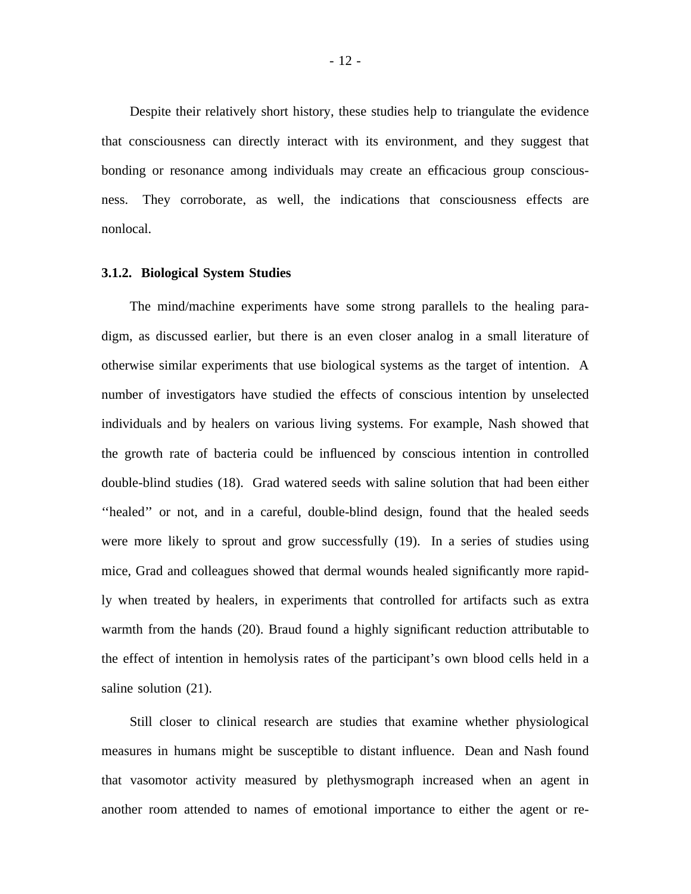Despite their relatively short history, these studies help to triangulate the evidence that consciousness can directly interact with its environment, and they suggest that bonding or resonance among individuals may create an efficacious group consciousness. They corroborate, as well, the indications that consciousness effects are nonlocal.

### 3.1.2. Biological System Studies

The mind/machine experiments have some strong parallels to the healing paradigm, as discussed earlier, but there is an even closer analog in a small literature of otherwise similar experiments that use biological systems as the target of intention. A number of investigators have studied the effects of conscious intention by unselected individuals and by healers on various living systems. For example, Nash showed that the growth rate of bacteria could be influenced by conscious intention in controlled double-blind studies (18). Grad watered seeds with saline solution that had been either ''healed'' or not, and in a careful, double-blind design, found that the healed seeds were more likely to sprout and grow successfully (19). In a series of studies using mice, Grad and colleagues showed that dermal wounds healed significantly more rapidly when treated by healers, in experiments that controlled for artifacts such as extra warmth from the hands (20). Braud found a highly significant reduction attributable to the effect of intention in hemolysis rates of the participant's own blood cells held in a saline solution (21).

Still closer to clinical research are studies that examine whether physiological measures in humans might be susceptible to distant influence. Dean and Nash found that vasomotor activity measured by plethysmograph increased when an agent in another room attended to names of emotional importance to either the agent or re-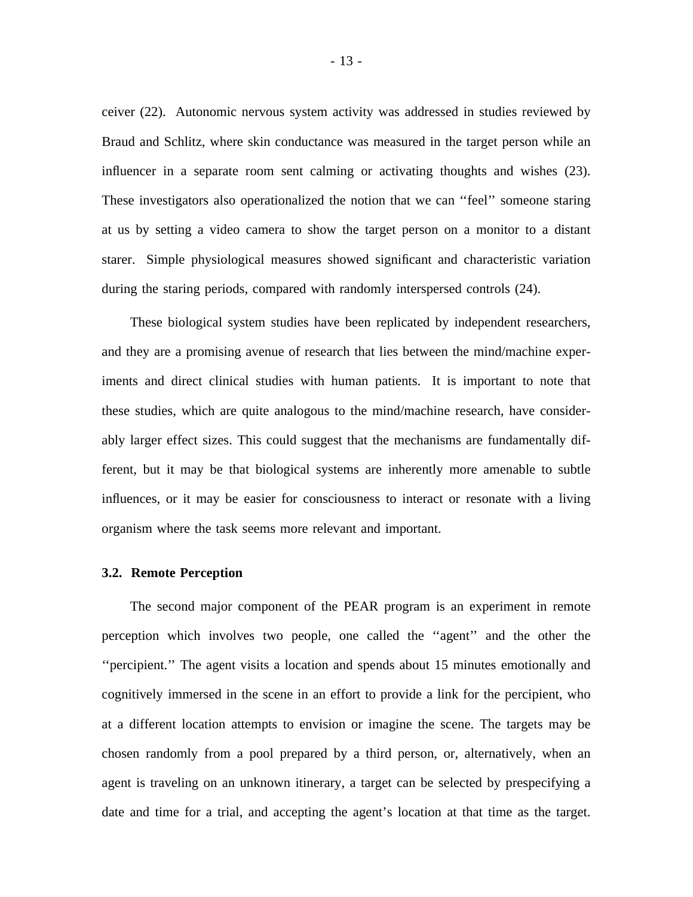ceiver (22). Autonomic nervous system activity was addressed in studies reviewed by Braud and Schlitz, where skin conductance was measured in the target person while an influencer in a separate room sent calming or activating thoughts and wishes (23). These investigators also operationalized the notion that we can ''feel'' someone staring at us by setting a video camera to show the target person on a monitor to a distant starer. Simple physiological measures showed significant and characteristic variation during the staring periods, compared with randomly interspersed controls (24).

These biological system studies have been replicated by independent researchers, and they are a promising avenue of research that lies between the mind/machine experiments and direct clinical studies with human patients. It is important to note that these studies, which are quite analogous to the mind/machine research, have considerably larger effect sizes. This could suggest that the mechanisms are fundamentally different, but it may be that biological systems are inherently more amenable to subtle influences, or it may be easier for consciousness to interact or resonate with a living organism where the task seems more relevant and important.

### 3.2. Remote Perception

The second major component of the PEAR program is an experiment in remote perception which involves two people, one called the ''agent'' and the other the ''percipient.'' The agent visits a location and spends about 15 minutes emotionally and cognitively immersed in the scene in an effort to provide a link for the percipient, who at a different location attempts to envision or imagine the scene. The targets may be chosen randomly from a pool prepared by a third person, or, alternatively, when an agent is traveling on an unknown itinerary, a target can be selected by prespecifying a date and time for a trial, and accepting the agent's location at that time as the target.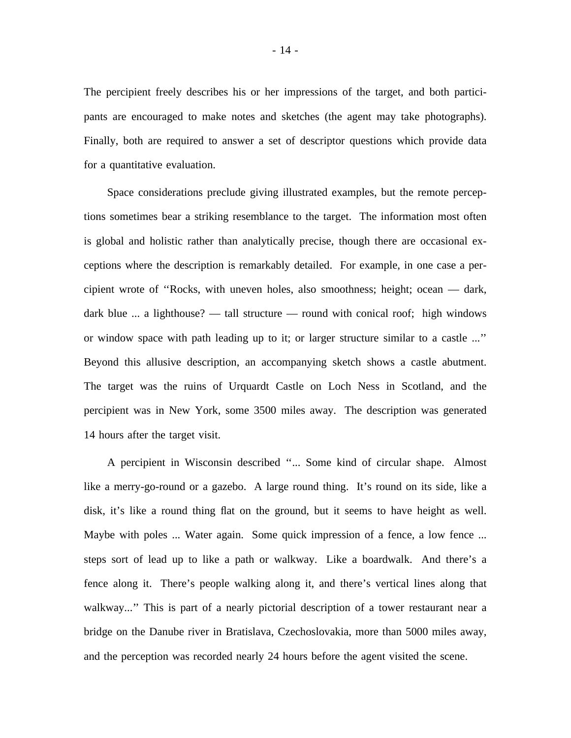The percipient freely describes his or her impressions of the target, and both participants are encouraged to make notes and sketches (the agent may take photographs). Finally, both are required to answer a set of descriptor questions which provide data for a quantitative evaluation.

Space considerations preclude giving illustrated examples, but the remote perceptions sometimes bear a striking resemblance to the target. The information most often is global and holistic rather than analytically precise, though there are occasional exceptions where the description is remarkably detailed. For example, in one case a percipient wrote of ''Rocks, with uneven holes, also smoothness; height; ocean — dark, dark blue ... a lighthouse? — tall structure — round with conical roof; high windows or window space with path leading up to it; or larger structure similar to a castle ...'' Beyond this allusive description, an accompanying sketch shows a castle abutment. The target was the ruins of Urquardt Castle on Loch Ness in Scotland, and the percipient was in New York, some 3500 miles away. The description was generated 14 hours after the target visit.

A percipient in Wisconsin described ''... Some kind of circular shape. Almost like a merry-go-round or a gazebo. A large round thing. It's round on its side, like a disk, it's like a round thing flat on the ground, but it seems to have height as well. Maybe with poles ... Water again. Some quick impression of a fence, a low fence ... steps sort of lead up to like a path or walkway. Like a boardwalk. And there's a fence along it. There's people walking along it, and there's vertical lines along that walkway...'' This is part of a nearly pictorial description of a tower restaurant near a bridge on the Danube river in Bratislava, Czechoslovakia, more than 5000 miles away, and the perception was recorded nearly 24 hours before the agent visited the scene.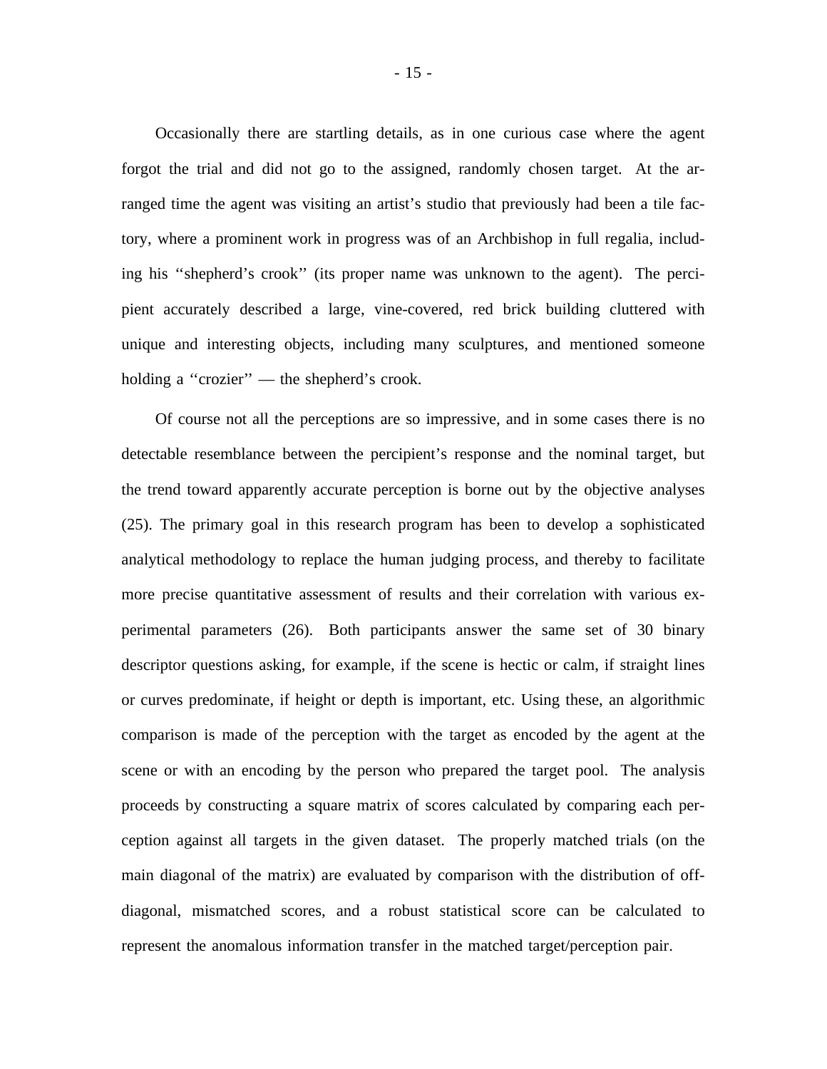Occasionally there are startling details, as in one curious case where the agent forgot the trial and did not go to the assigned, randomly chosen target. At the arranged time the agent was visiting an artist's studio that previously had been a tile factory, where a prominent work in progress was of an Archbishop in full regalia, including his ''shepherd's crook'' (its proper name was unknown to the agent). The percipient accurately described a large, vine-covered, red brick building cluttered with unique and interesting objects, including many sculptures, and mentioned someone holding a ''crozier'' — the shepherd's crook.

Of course not all the perceptions are so impressive, and in some cases there is no detectable resemblance between the percipient's response and the nominal target, but the trend toward apparently accurate perception is borne out by the objective analyses (25). The primary goal in this research program has been to develop a sophisticated analytical methodology to replace the human judging process, and thereby to facilitate more precise quantitative assessment of results and their correlation with various experimental parameters (26). Both participants answer the same set of 30 binary descriptor questions asking, for example, if the scene is hectic or calm, if straight lines or curves predominate, if height or depth is important, etc. Using these, an algorithmic comparison is made of the perception with the target as encoded by the agent at the scene or with an encoding by the person who prepared the target pool. The analysis proceeds by constructing a square matrix of scores calculated by comparing each perception against all targets in the given dataset. The properly matched trials (on the main diagonal of the matrix) are evaluated by comparison with the distribution of off-diagonal, mismatched scores, and a robust statistical score can be calculated to represent the anomalous information transfer in the matched target/perception pair.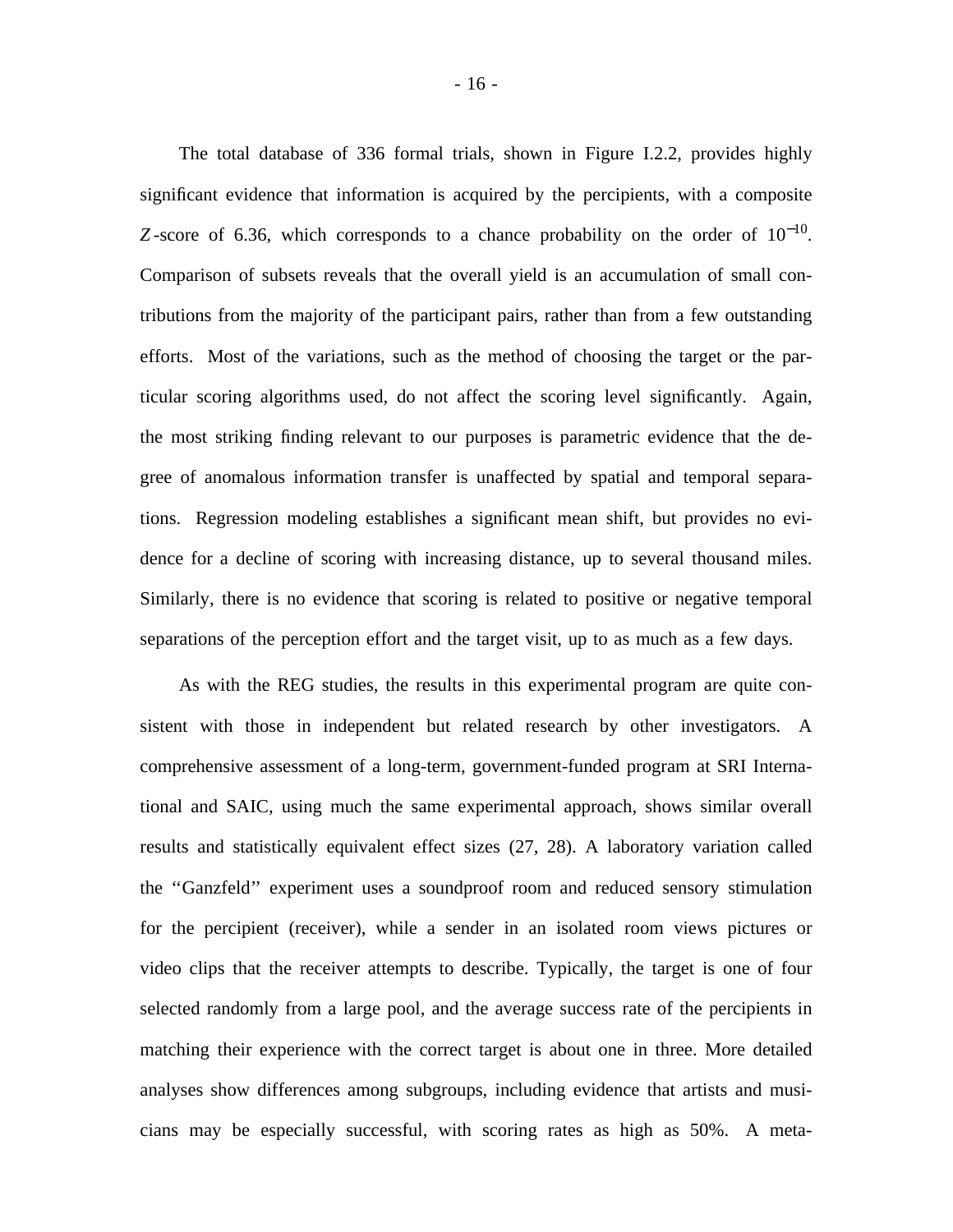The total database of 336 formal trials, shown in Figure I.2.2, provides highly significant evidence that information is acquired by the percipients, with a composite $Z$-score of 6.36, which corresponds to a chance probability on the order of $10^{-10}$. Comparison of subsets reveals that the overall yield is an accumulation of small contributions from the majority of the participant pairs, rather than from a few outstanding efforts. Most of the variations, such as the method of choosing the target or the particular scoring algorithms used, do not affect the scoring level significantly. Again, the most striking finding relevant to our purposes is parametric evidence that the degree of anomalous information transfer is unaffected by spatial and temporal separations. Regression modeling establishes a significant mean shift, but provides no evidence for a decline of scoring with increasing distance, up to several thousand miles. Similarly, there is no evidence that scoring is related to positive or negative temporal separations of the perception effort and the target visit, up to as much as a few days.

As with the REG studies, the results in this experimental program are quite consistent with those in independent but related research by other investigators. A comprehensive assessment of a long-term, government-funded program at SRI International and SAIC, using much the same experimental approach, shows similar overall results and statistically equivalent effect sizes (27, 28). A laboratory variation called the ''Ganzfeld'' experiment uses a soundproof room and reduced sensory stimulation for the percipient (receiver), while a sender in an isolated room views pictures or video clips that the receiver attempts to describe. Typically, the target is one of four selected randomly from a large pool, and the average success rate of the percipients in matching their experience with the correct target is about one in three. More detailed analyses show differences among subgroups, including evidence that artists and musicians may be especially successful, with scoring rates as high as 50%. A meta-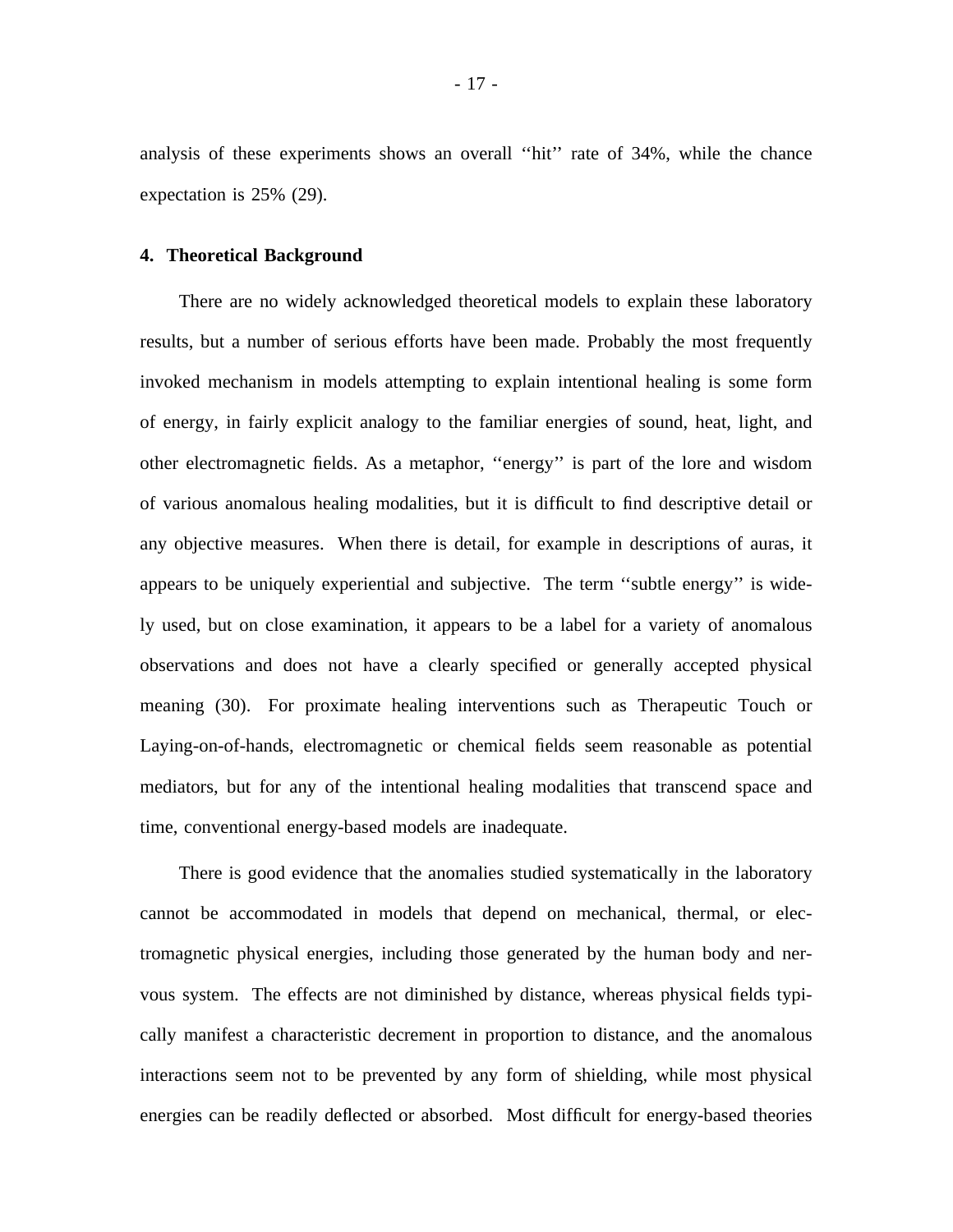analysis of these experiments shows an overall ''hit'' rate of 34%, while the chance expectation is 25% (29).

## 4. Theoretical Background

There are no widely acknowledged theoretical models to explain these laboratory results, but a number of serious efforts have been made. Probably the most frequently invoked mechanism in models attempting to explain intentional healing is some form of energy, in fairly explicit analogy to the familiar energies of sound, heat, light, and other electromagnetic fields. As a metaphor, ''energy'' is part of the lore and wisdom of various anomalous healing modalities, but it is difficult to find descriptive detail or any objective measures. When there is detail, for example in descriptions of auras, it appears to be uniquely experiential and subjective. The term ''subtle energy'' is widely used, but on close examination, it appears to be a label for a variety of anomalous observations and does not have a clearly specified or generally accepted physical meaning (30). For proximate healing interventions such as Therapeutic Touch or Laying-on-of-hands, electromagnetic or chemical fields seem reasonable as potential mediators, but for any of the intentional healing modalities that transcend space and time, conventional energy-based models are inadequate.

There is good evidence that the anomalies studied systematically in the laboratory cannot be accommodated in models that depend on mechanical, thermal, or electromagnetic physical energies, including those generated by the human body and nervous system. The effects are not diminished by distance, whereas physical fields typically manifest a characteristic decrement in proportion to distance, and the anomalous interactions seem not to be prevented by any form of shielding, while most physical energies can be readily deflected or absorbed. Most difficult for energy-based theories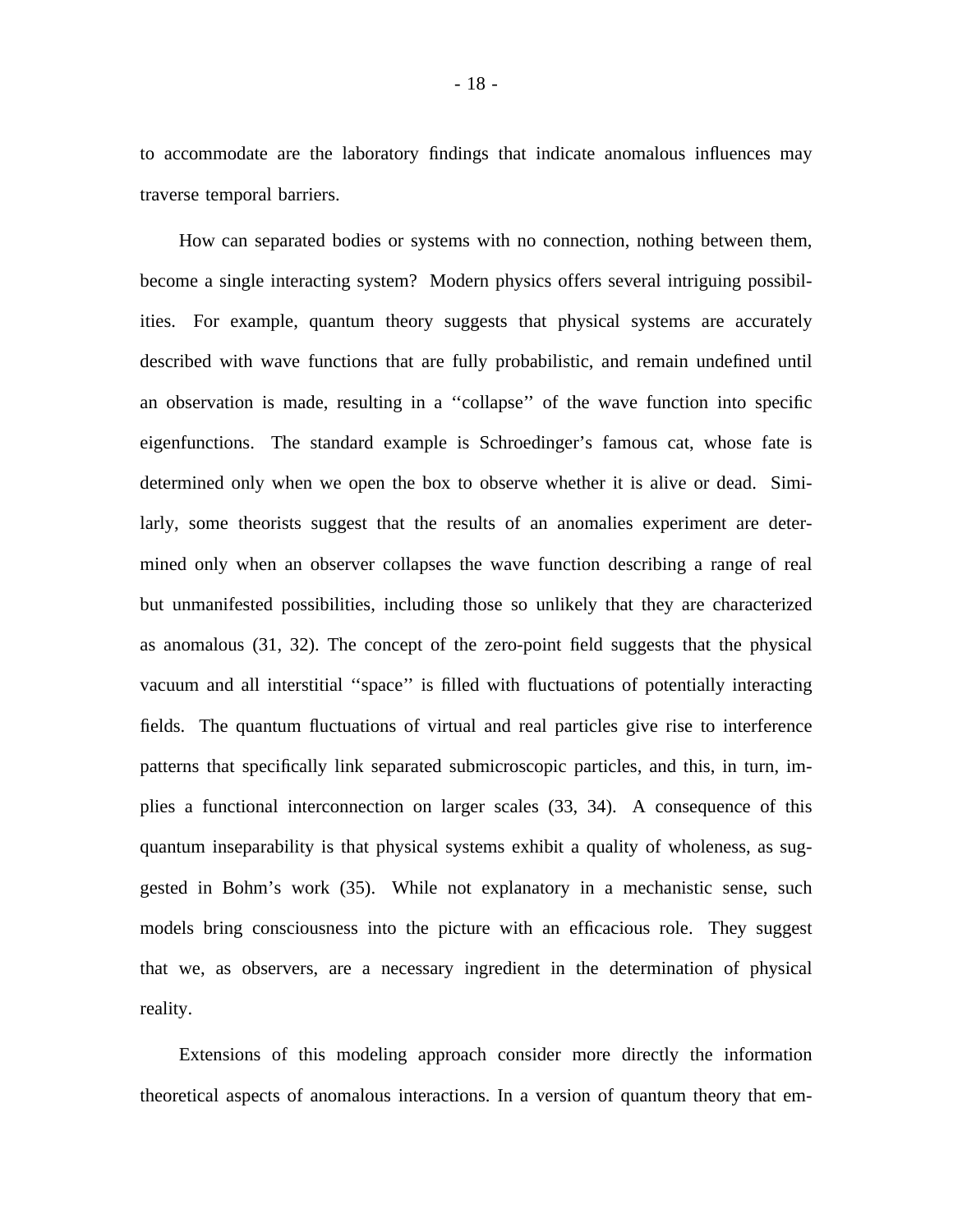to accommodate are the laboratory findings that indicate anomalous influences may traverse temporal barriers.

How can separated bodies or systems with no connection, nothing between them, become a single interacting system? Modern physics offers several intriguing possibilities. For example, quantum theory suggests that physical systems are accurately described with wave functions that are fully probabilistic, and remain undefined until an observation is made, resulting in a ''collapse'' of the wave function into specific eigenfunctions. The standard example is Schroedinger's famous cat, whose fate is determined only when we open the box to observe whether it is alive or dead. Similarly, some theorists suggest that the results of an anomalies experiment are determined only when an observer collapses the wave function describing a range of real but unmanifested possibilities, including those so unlikely that they are characterized as anomalous (31, 32). The concept of the zero-point field suggests that the physical vacuum and all interstitial ''space'' is filled with fluctuations of potentially interacting fields. The quantum fluctuations of virtual and real particles give rise to interference patterns that specifically link separated submicroscopic particles, and this, in turn, implies a functional interconnection on larger scales (33, 34). A consequence of this quantum inseparability is that physical systems exhibit a quality of wholeness, as suggested in Bohm's work (35). While not explanatory in a mechanistic sense, such models bring consciousness into the picture with an efficacious role. They suggest that we, as observers, are a necessary ingredient in the determination of physical reality.

Extensions of this modeling approach consider more directly the information theoretical aspects of anomalous interactions. In a version of quantum theory that em-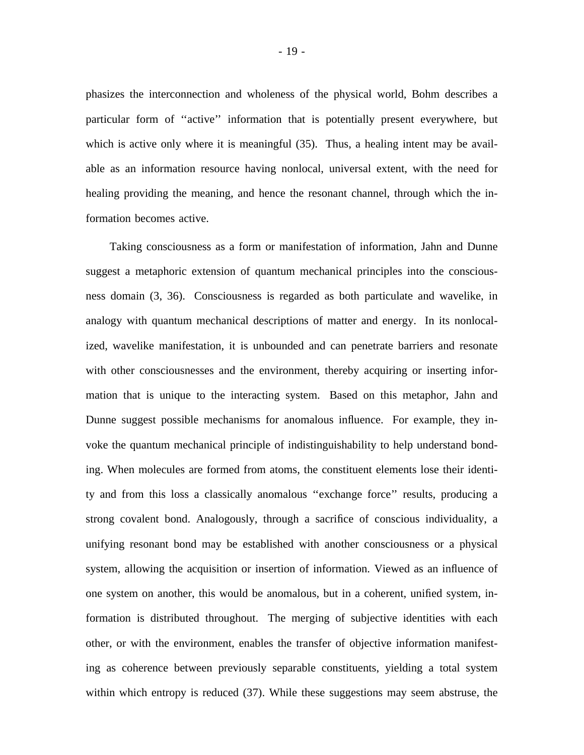phasizes the interconnection and wholeness of the physical world, Bohm describes a particular form of ''active'' information that is potentially present everywhere, but which is active only where it is meaningful (35). Thus, a healing intent may be available as an information resource having nonlocal, universal extent, with the need for healing providing the meaning, and hence the resonant channel, through which the information becomes active.

Taking consciousness as a form or manifestation of information, Jahn and Dunne suggest a metaphoric extension of quantum mechanical principles into the consciousness domain (3, 36). Consciousness is regarded as both particulate and wavelike, in analogy with quantum mechanical descriptions of matter and energy. In its nonlocalized, wavelike manifestation, it is unbounded and can penetrate barriers and resonate with other consciousnesses and the environment, thereby acquiring or inserting information that is unique to the interacting system. Based on this metaphor, Jahn and Dunne suggest possible mechanisms for anomalous influence. For example, they invoke the quantum mechanical principle of indistinguishability to help understand bonding. When molecules are formed from atoms, the constituent elements lose their identity and from this loss a classically anomalous ''exchange force'' results, producing a strong covalent bond. Analogously, through a sacrifice of conscious individuality, a unifying resonant bond may be established with another consciousness or a physical system, allowing the acquisition or insertion of information. Viewed as an influence of one system on another, this would be anomalous, but in a coherent, unified system, information is distributed throughout. The merging of subjective identities with each other, or with the environment, enables the transfer of objective information manifesting as coherence between previously separable constituents, yielding a total system within which entropy is reduced (37). While these suggestions may seem abstruse, the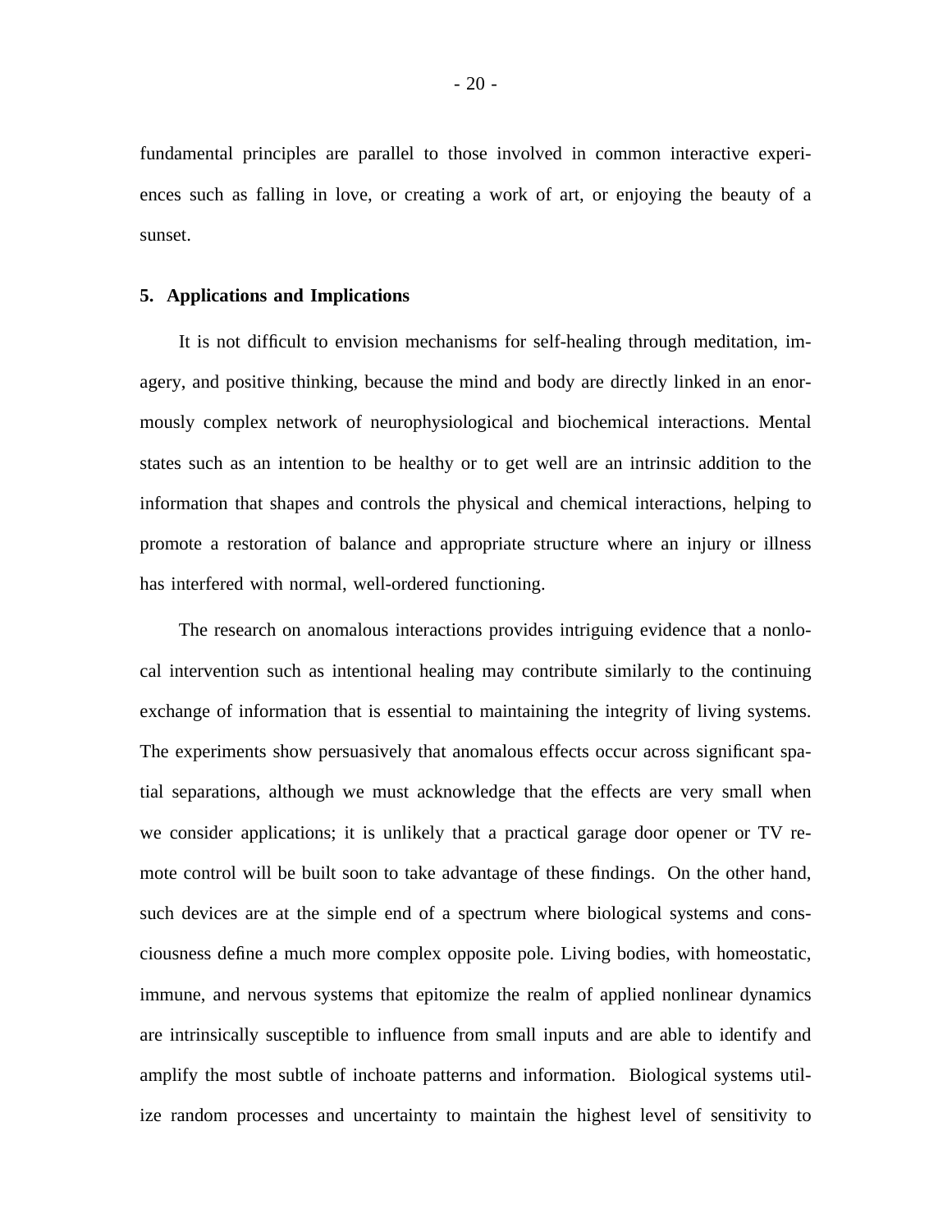fundamental principles are parallel to those involved in common interactive experiences such as falling in love, or creating a work of art, or enjoying the beauty of a sunset.

## 5. Applications and Implications

It is not difficult to envision mechanisms for self-healing through meditation, imagery, and positive thinking, because the mind and body are directly linked in an enormously complex network of neurophysiological and biochemical interactions. Mental states such as an intention to be healthy or to get well are an intrinsic addition to the information that shapes and controls the physical and chemical interactions, helping to promote a restoration of balance and appropriate structure where an injury or illness has interfered with normal, well-ordered functioning.

The research on anomalous interactions provides intriguing evidence that a nonlocal intervention such as intentional healing may contribute similarly to the continuing exchange of information that is essential to maintaining the integrity of living systems. The experiments show persuasively that anomalous effects occur across significant spatial separations, although we must acknowledge that the effects are very small when we consider applications; it is unlikely that a practical garage door opener or TV remote control will be built soon to take advantage of these findings. On the other hand, such devices are at the simple end of a spectrum where biological systems and consciousness define a much more complex opposite pole. Living bodies, with homeostatic, immune, and nervous systems that epitomize the realm of applied nonlinear dynamics are intrinsically susceptible to influence from small inputs and are able to identify and amplify the most subtle of inchoate patterns and information. Biological systems utilize random processes and uncertainty to maintain the highest level of sensitivity to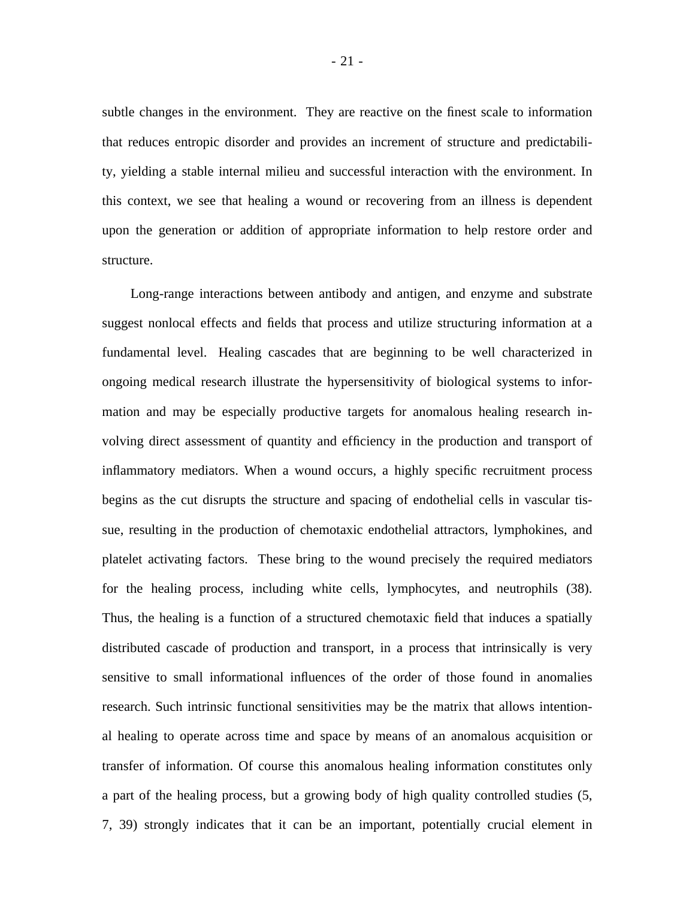subtle changes in the environment. They are reactive on the finest scale to information that reduces entropic disorder and provides an increment of structure and predictability, yielding a stable internal milieu and successful interaction with the environment. In this context, we see that healing a wound or recovering from an illness is dependent upon the generation or addition of appropriate information to help restore order and structure.

Long-range interactions between antibody and antigen, and enzyme and substrate suggest nonlocal effects and fields that process and utilize structuring information at a fundamental level. Healing cascades that are beginning to be well characterized in ongoing medical research illustrate the hypersensitivity of biological systems to information and may be especially productive targets for anomalous healing research involving direct assessment of quantity and efficiency in the production and transport of inflammatory mediators. When a wound occurs, a highly specific recruitment process begins as the cut disrupts the structure and spacing of endothelial cells in vascular tissue, resulting in the production of chemotaxic endothelial attractors, lymphokines, and platelet activating factors. These bring to the wound precisely the required mediators for the healing process, including white cells, lymphocytes, and neutrophils (38). Thus, the healing is a function of a structured chemotaxic field that induces a spatially distributed cascade of production and transport, in a process that intrinsically is very sensitive to small informational influences of the order of those found in anomalies research. Such intrinsic functional sensitivities may be the matrix that allows intentional healing to operate across time and space by means of an anomalous acquisition or transfer of information. Of course this anomalous healing information constitutes only a part of the healing process, but a growing body of high quality controlled studies (5, 7, 39) strongly indicates that it can be an important, potentially crucial element in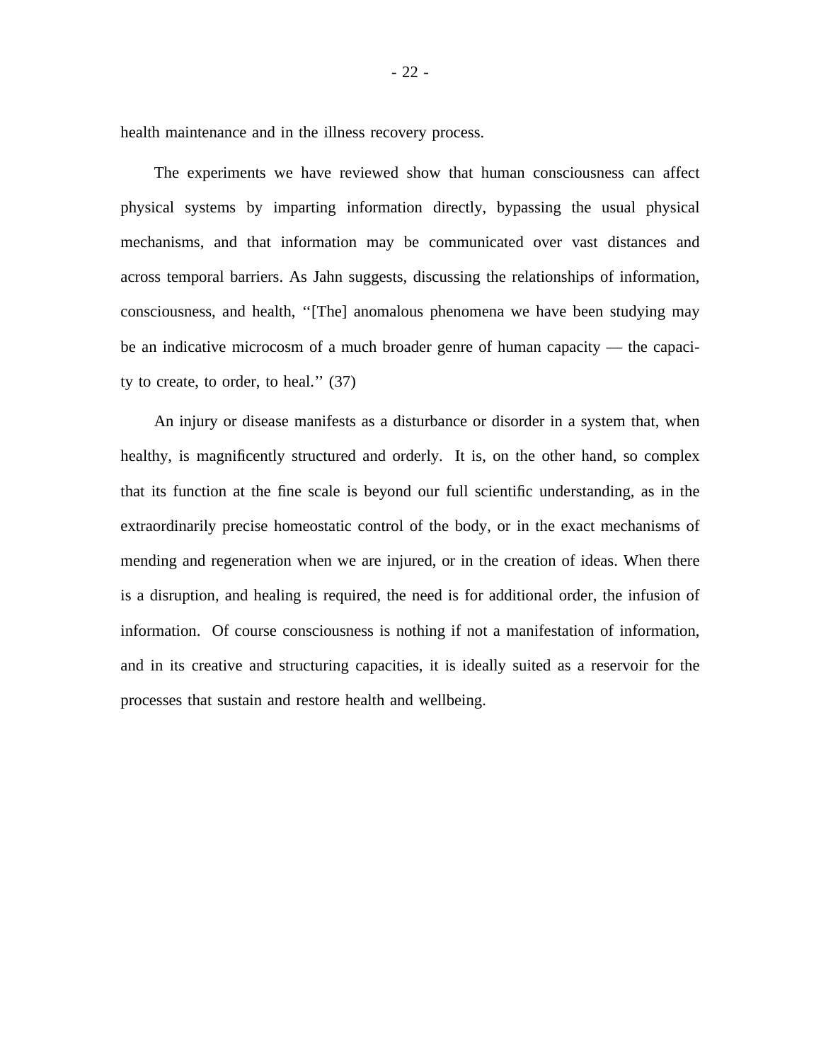health maintenance and in the illness recovery process.

The experiments we have reviewed show that human consciousness can affect physical systems by imparting information directly, bypassing the usual physical mechanisms, and that information may be communicated over vast distances and across temporal barriers. As Jahn suggests, discussing the relationships of information, consciousness, and health, ‘‘[The] anomalous phenomena we have been studying may be an indicative microcosm of a much broader genre of human capacity — the capacity to create, to order, to heal.’’ (37)

An injury or disease manifests as a disturbance or disorder in a system that, when healthy, is magnificently structured and orderly. It is, on the other hand, so complex that its function at the fine scale is beyond our full scientific understanding, as in the extraordinarily precise homeostatic control of the body, or in the exact mechanisms of mending and regeneration when we are injured, or in the creation of ideas. When there is a disruption, and healing is required, the need is for additional order, the infusion of information. Of course consciousness is nothing if not a manifestation of information, and in its creative and structuring capacities, it is ideally suited as a reservoir for the processes that sustain and restore health and wellbeing.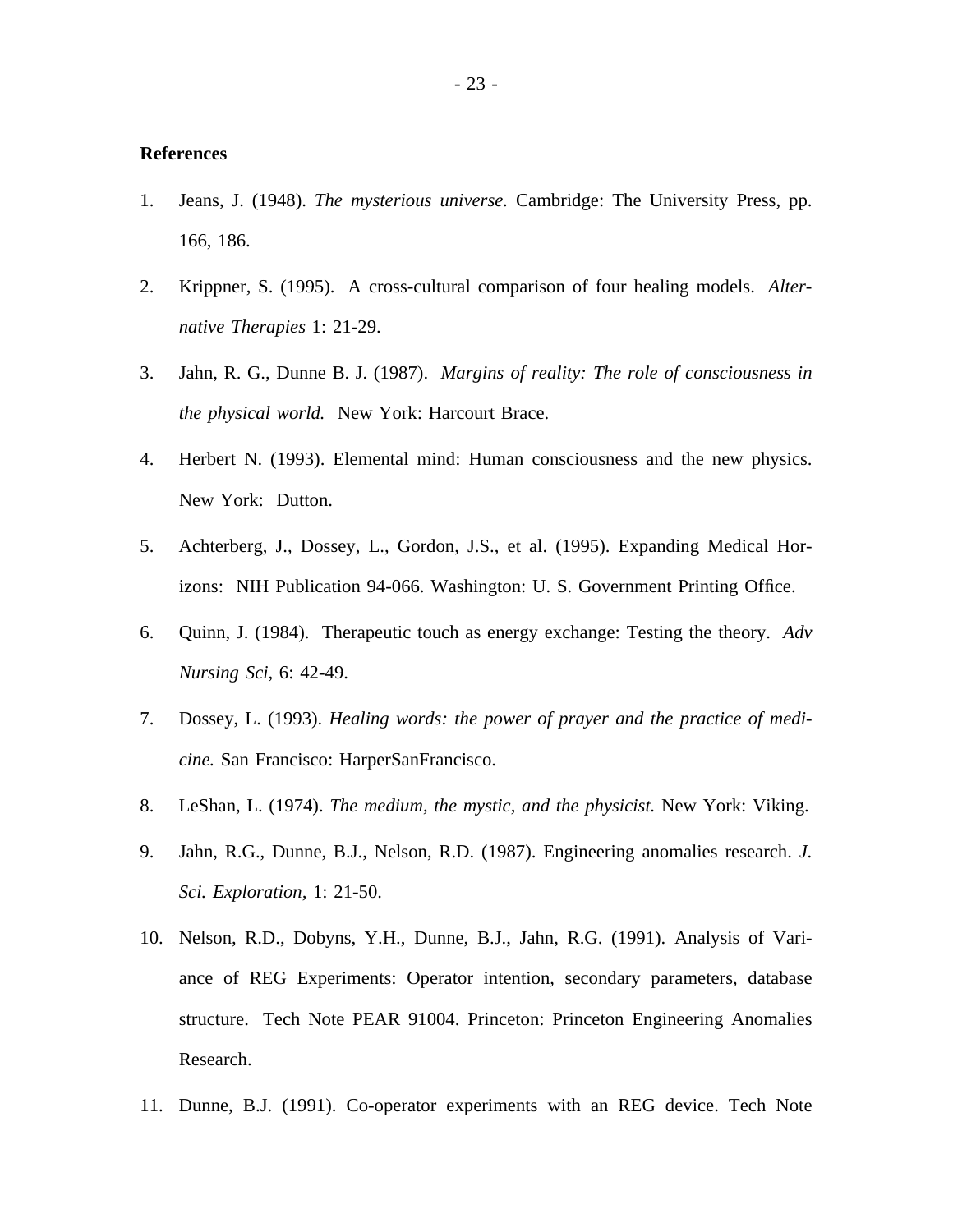**References**

1. Jeans, J. (1948). *The mysterious universe.* Cambridge: The University Press, pp. 166, 186.

2. Krippner, S. (1995). A cross-cultural comparison of four healing models. *Alternative Therapies* 1: 21-29.

3. Jahn, R. G., Dunne B. J. (1987). *Margins of reality: The role of consciousness in the physical world.* New York: Harcourt Brace.

4. Herbert N. (1993). Elemental mind: Human consciousness and the new physics. New York: Dutton.

5. Achterberg, J., Dossey, L., Gordon, J.S., et al. (1995). Expanding Medical Horizons: NIH Publication 94-066. Washington: U. S. Government Printing Office.

6. Quinn, J. (1984). Therapeutic touch as energy exchange: Testing the theory. *Adv Nursing Sci,* 6: 42-49.

7. Dossey, L. (1993). *Healing words: the power of prayer and the practice of medicine.* San Francisco: HarperSanFrancisco.

8. LeShan, L. (1974). *The medium, the mystic, and the physicist.* New York: Viking.

9. Jahn, R.G., Dunne, B.J., Nelson, R.D. (1987). Engineering anomalies research. *J. Sci. Exploration,* 1: 21-50.

10. Nelson, R.D., Dobyns, Y.H., Dunne, B.J., Jahn, R.G. (1991). Analysis of Variance of REG Experiments: Operator intention, secondary parameters, database structure. Tech Note PEAR 91004. Princeton: Princeton Engineering Anomalies Research.

11. Dunne, B.J. (1991). Co-operator experiments with an REG device. Tech Note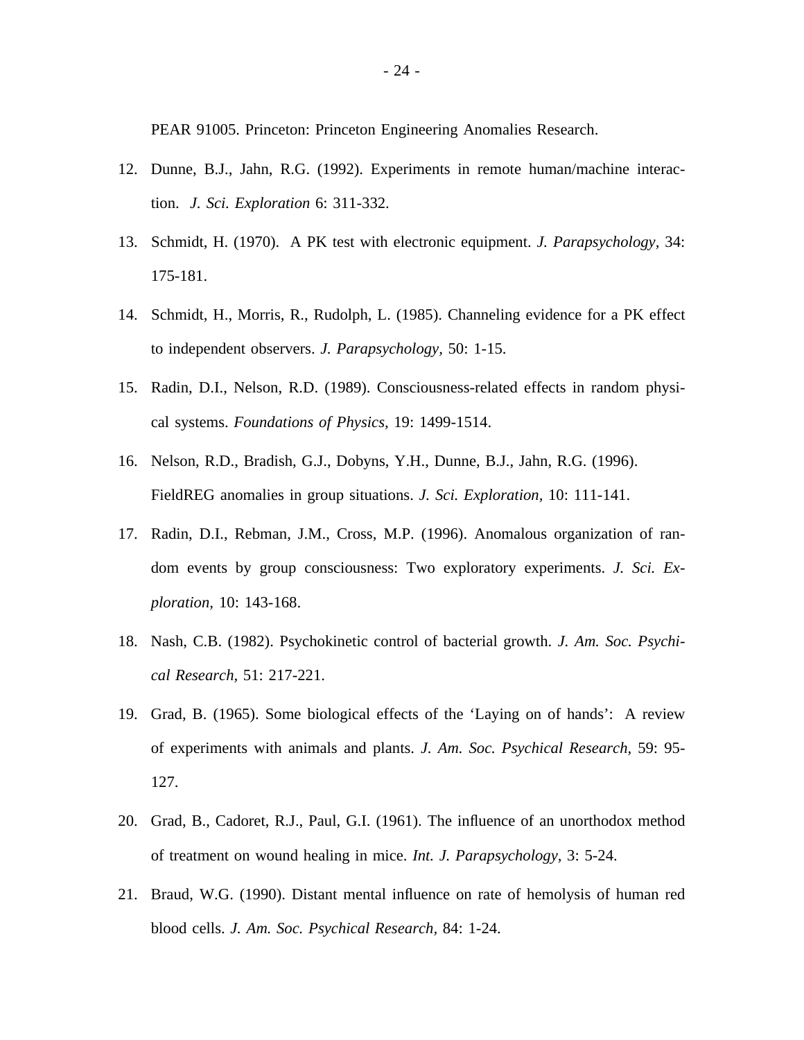PEAR 91005. Princeton: Princeton Engineering Anomalies Research.

12. Dunne, B.J., Jahn, R.G. (1992). Experiments in remote human/machine interaction. *J. Sci. Exploration* 6: 311-332.

13. Schmidt, H. (1970). A PK test with electronic equipment. *J. Parapsychology*, 34: 175-181.

14. Schmidt, H., Morris, R., Rudolph, L. (1985). Channeling evidence for a PK effect to independent observers. *J. Parapsychology,* 50: 1-15.

15. Radin, D.I., Nelson, R.D. (1989). Consciousness-related effects in random physical systems. *Foundations of Physics,* 19: 1499-1514.

16. Nelson, R.D., Bradish, G.J., Dobyns, Y.H., Dunne, B.J., Jahn, R.G. (1996). FieldREG anomalies in group situations. *J. Sci. Exploration*, 10: 111-141.

17. Radin, D.I., Rebman, J.M., Cross, M.P. (1996). Anomalous organization of random events by group consciousness: Two exploratory experiments. *J. Sci. Exploration,* 10: 143-168.

18. Nash, C.B. (1982). Psychokinetic control of bacterial growth. *J. Am. Soc. Psychical Research,* 51: 217-221.

19. Grad, B. (1965). Some biological effects of the 'Laying on of hands': A review of experiments with animals and plants. *J. Am. Soc. Psychical Research,* 59: 95-127.

20. Grad, B., Cadoret, R.J., Paul, G.I. (1961). The influence of an unorthodox method of treatment on wound healing in mice. *Int. J. Parapsychology,* 3: 5-24.

21. Braud, W.G. (1990). Distant mental influence on rate of hemolysis of human red blood cells. *J. Am. Soc. Psychical Research,* 84: 1-24.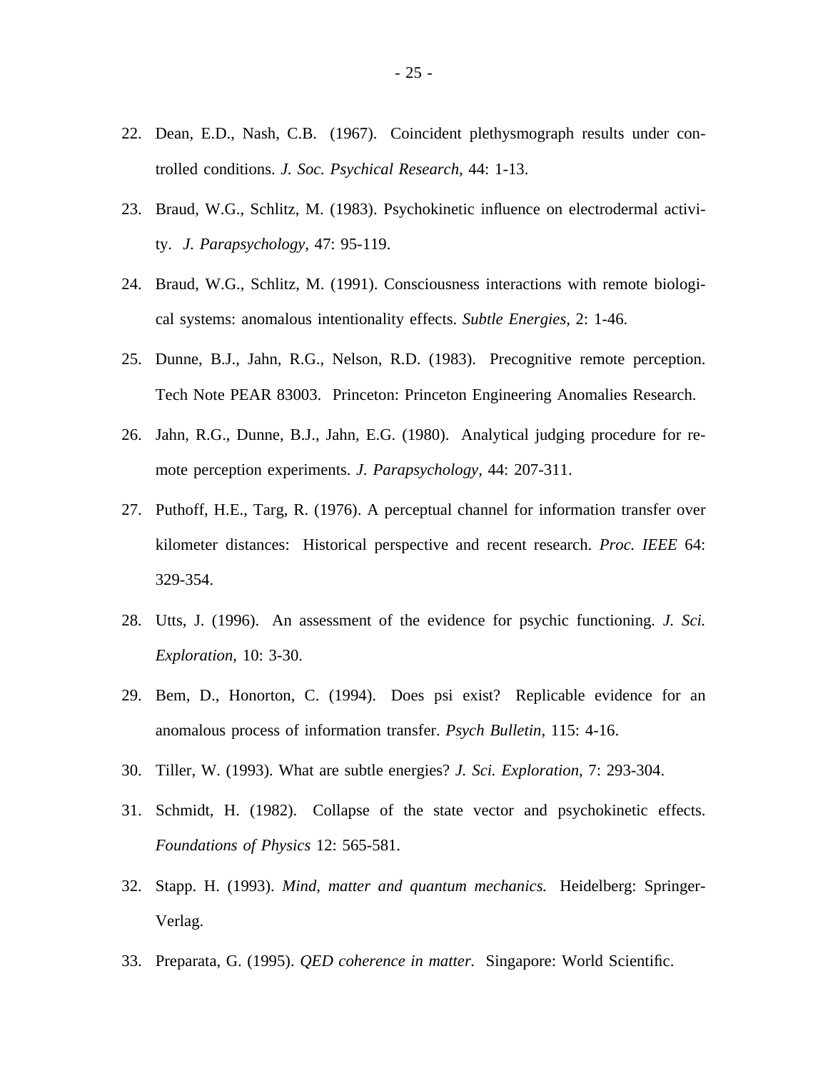22. Dean, E.D., Nash, C.B. (1967). Coincident plethysmograph results under controlled conditions. *J. Soc. Psychical Research,* 44: 1-13.

23. Braud, W.G., Schlitz, M. (1983). Psychokinetic influence on electrodermal activity. *J. Parapsychology,* 47: 95-119.

24. Braud, W.G., Schlitz, M. (1991). Consciousness interactions with remote biological systems: anomalous intentionality effects. *Subtle Energies,* 2: 1-46.

25. Dunne, B.J., Jahn, R.G., Nelson, R.D. (1983). Precognitive remote perception. Tech Note PEAR 83003. Princeton: Princeton Engineering Anomalies Research.

26. Jahn, R.G., Dunne, B.J., Jahn, E.G. (1980). Analytical judging procedure for remote perception experiments. *J. Parapsychology,* 44: 207-311.

27. Puthoff, H.E., Targ, R. (1976). A perceptual channel for information transfer over kilometer distances: Historical perspective and recent research. *Proc. IEEE* 64: 329-354.

28. Utts, J. (1996). An assessment of the evidence for psychic functioning. *J. Sci. Exploration,* 10: 3-30.

29. Bem, D., Honorton, C. (1994). Does psi exist? Replicable evidence for an anomalous process of information transfer. *Psych Bulletin,* 115: 4-16.

30. Tiller, W. (1993). What are subtle energies? *J. Sci. Exploration,* 7: 293-304.

31. Schmidt, H. (1982). Collapse of the state vector and psychokinetic effects. *Foundations of Physics* 12: 565-581.

32. Stapp. H. (1993). *Mind, matter and quantum mechanics.* Heidelberg: Springer-Verlag.

33. Preparata, G. (1995). *QED coherence in matter.* Singapore: World Scientific.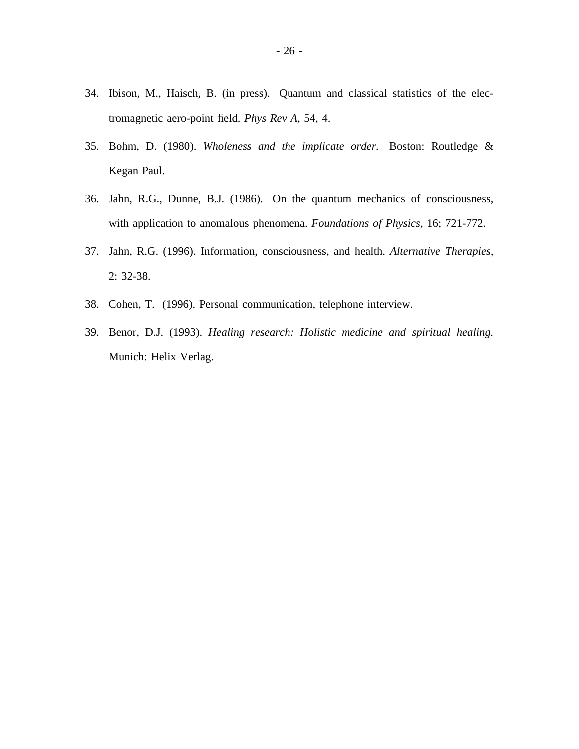34. Ibison, M., Haisch, B. (in press). Quantum and classical statistics of the electromagnetic aero-point field. *Phys Rev A*, 54, 4.

35. Bohm, D. (1980). *Wholeness and the implicate order.* Boston: Routledge & Kegan Paul.

36. Jahn, R.G., Dunne, B.J. (1986). On the quantum mechanics of consciousness, with application to anomalous phenomena. *Foundations of Physics,* 16; 721-772.

37. Jahn, R.G. (1996). Information, consciousness, and health. *Alternative Therapies,* 2: 32-38.

38. Cohen, T. (1996). Personal communication, telephone interview.

39. Benor, D.J. (1993). *Healing research: Holistic medicine and spiritual healing.* Munich: Helix Verlag.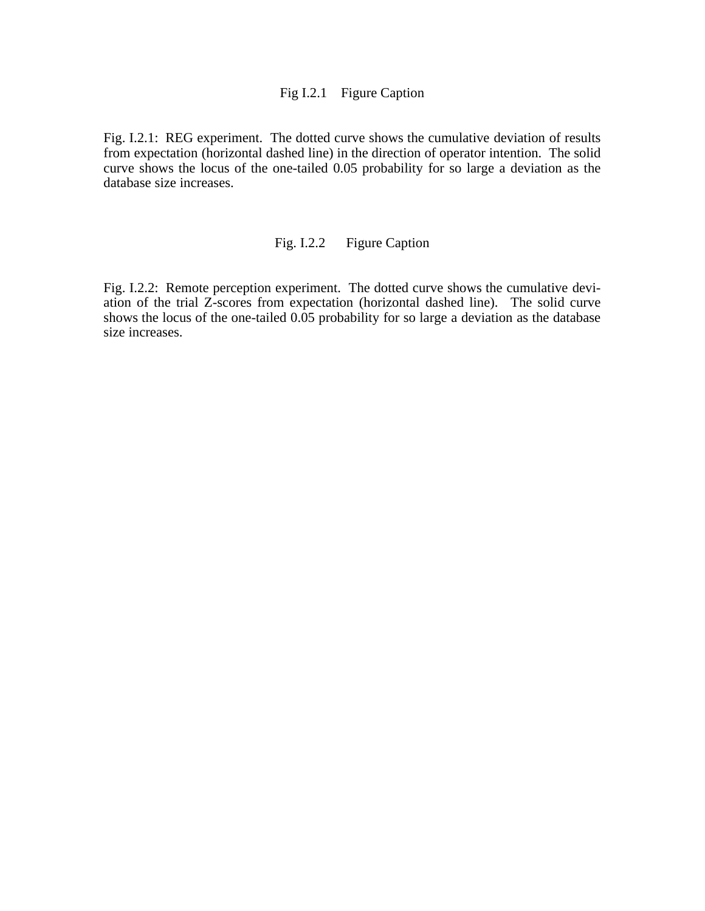Fig I.2.1 Figure Caption

Fig. I.2.1: REG experiment. The dotted curve shows the cumulative deviation of results from expectation (horizontal dashed line) in the direction of operator intention. The solid curve shows the locus of the one-tailed 0.05 probability for so large a deviation as the database size increases.

Fig. I.2.2 Figure Caption

Fig. I.2.2: Remote perception experiment. The dotted curve shows the cumulative deviation of the trial Z-scores from expectation (horizontal dashed line). The solid curve shows the locus of the one-tailed 0.05 probability for so large a deviation as the database size increases.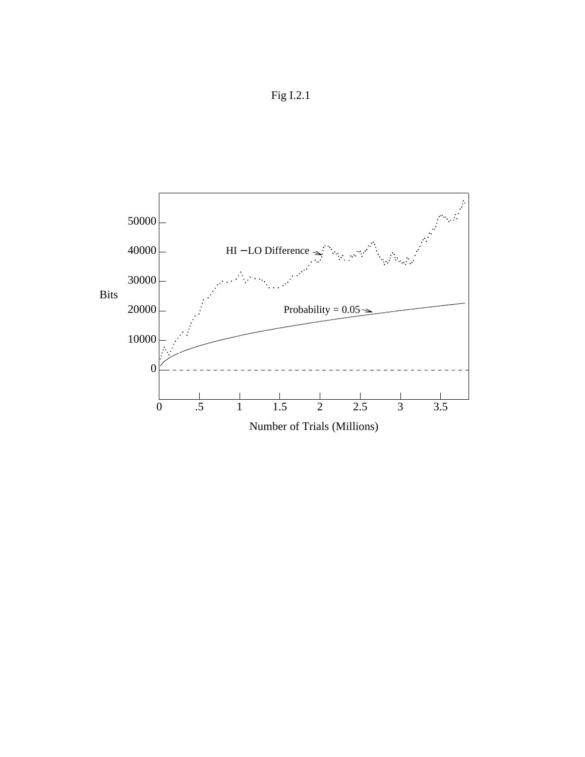Fig I.2.1

| | |
|---|---|
| **Bits** (y-axis): 0, 10000, 20000, 30000, 40000, 50000 | |
| **Number of Trials (Millions)** (x-axis): 0, .5, 1, 1.5, 2, 2.5, 3, 3.5 | |

HI − LO Difference

Probability = 0.05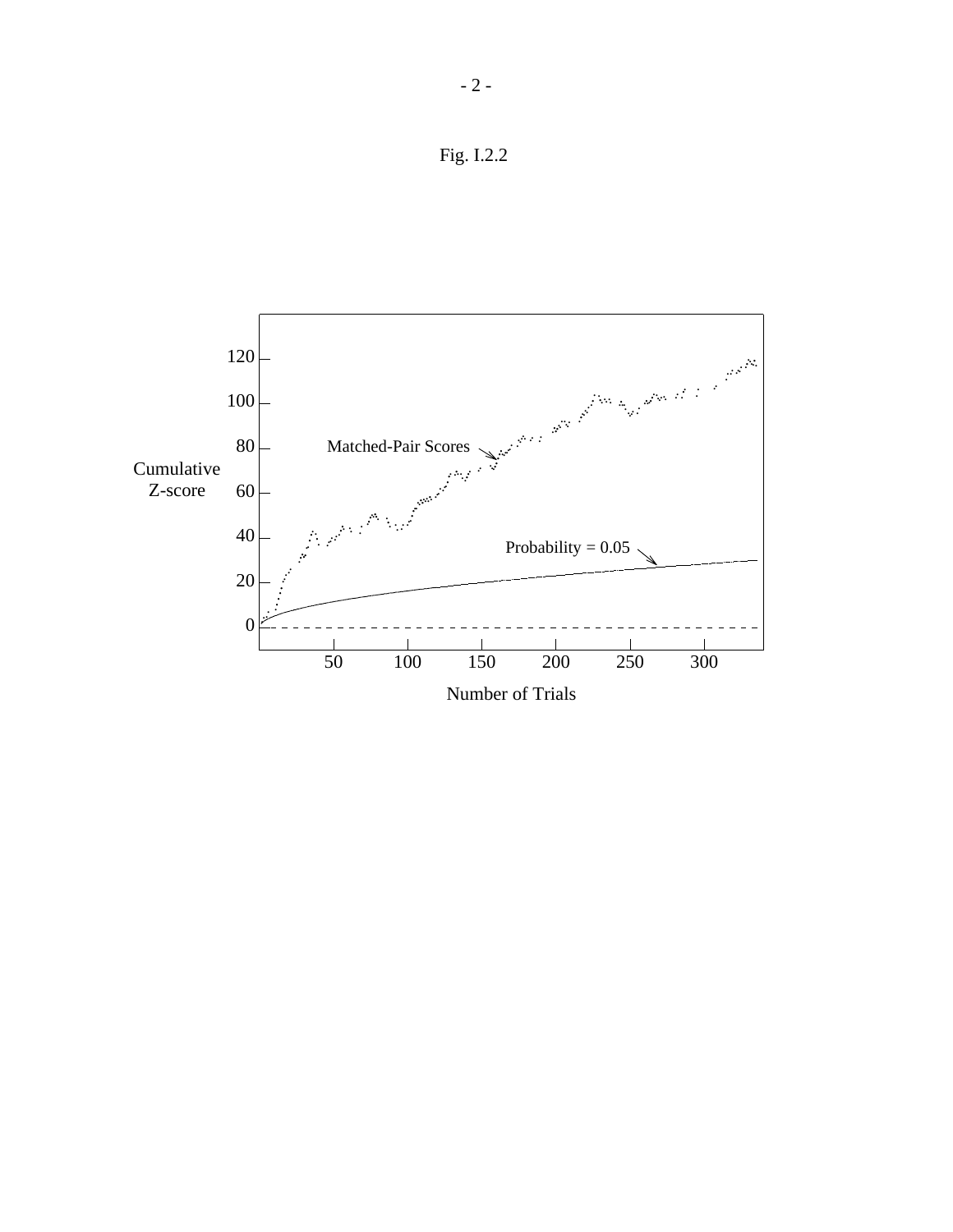Fig. I.2.2

Matched-Pair Scores

Probability = 0.05

Cumulative Z-score

120
100
80
60
40
20
0

50 100 150 200 250 300

Number of Trials